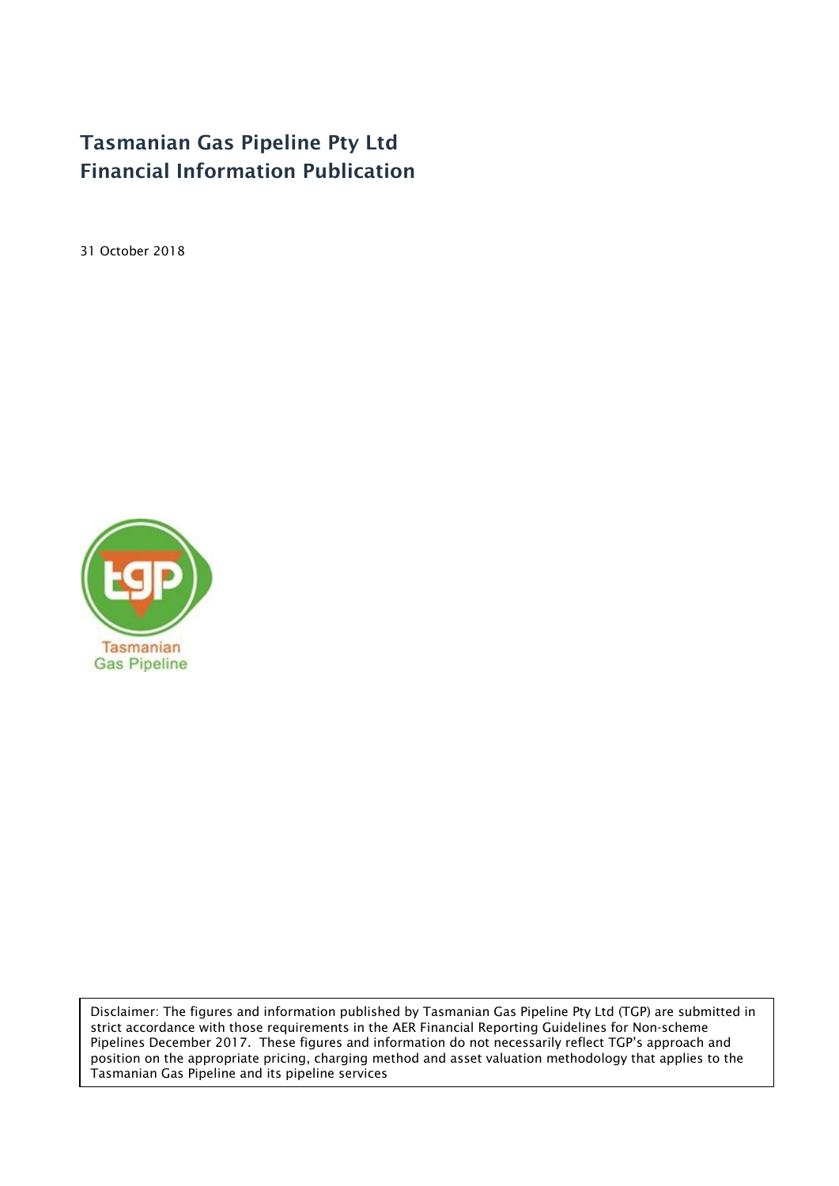# Tasmanian Gas Pipeline Pty Ltd
# Financial Information Publication

31 October 2018

Tasmanian Gas Pipeline

Disclaimer: The figures and information published by Tasmanian Gas Pipeline Pty Ltd (TGP) are submitted in strict accordance with those requirements in the AER Financial Reporting Guidelines for Non-scheme Pipelines December 2017. These figures and information do not necessarily reflect TGP's approach and position on the appropriate pricing, charging method and asset valuation methodology that applies to the Tasmanian Gas Pipeline and its pipeline services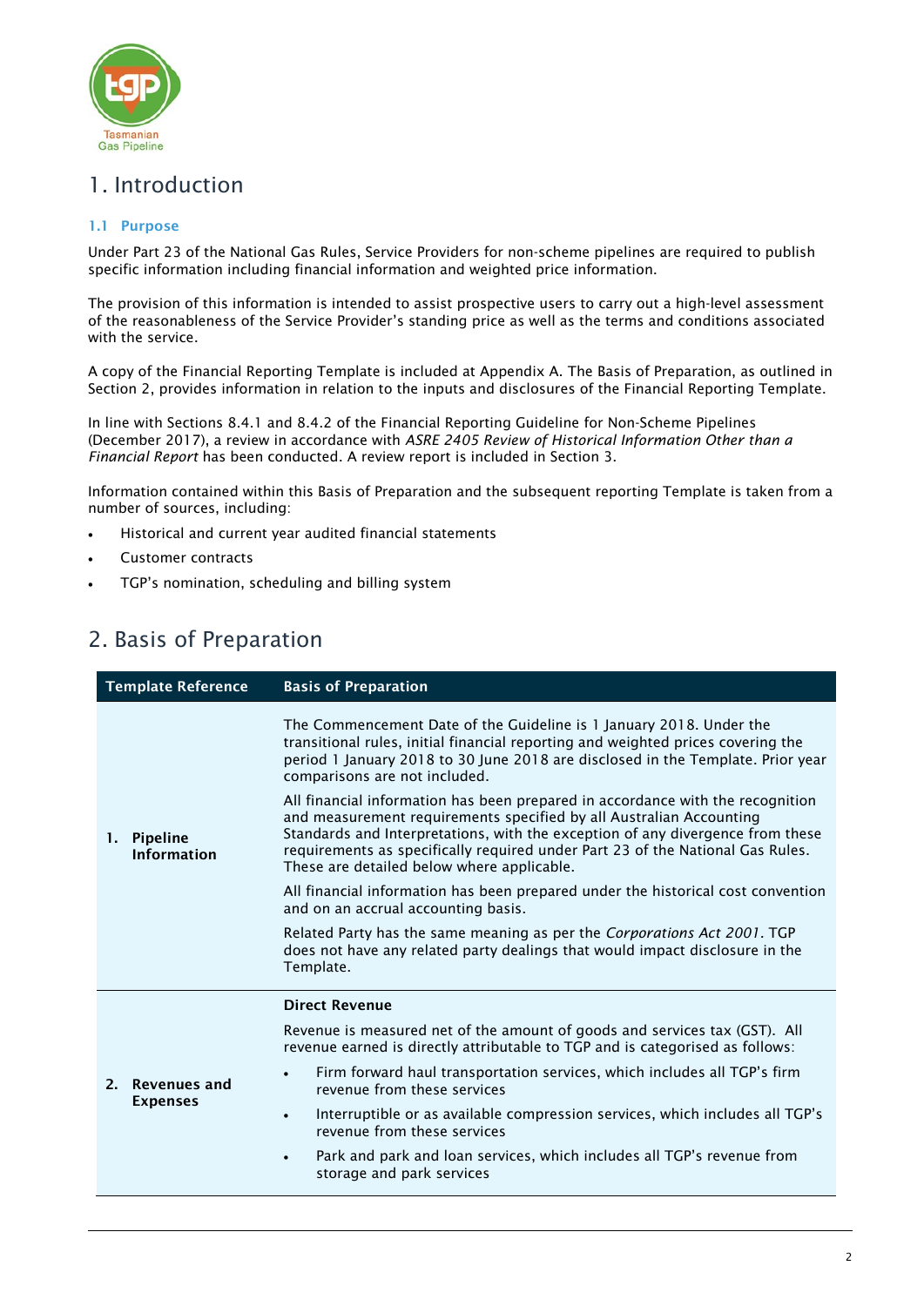# 1. Introduction

### 1.1 Purpose

Under Part 23 of the National Gas Rules, Service Providers for non-scheme pipelines are required to publish specific information including financial information and weighted price information.

The provision of this information is intended to assist prospective users to carry out a high-level assessment of the reasonableness of the Service Provider's standing price as well as the terms and conditions associated with the service.

A copy of the Financial Reporting Template is included at Appendix A. The Basis of Preparation, as outlined in Section 2, provides information in relation to the inputs and disclosures of the Financial Reporting Template.

In line with Sections 8.4.1 and 8.4.2 of the Financial Reporting Guideline for Non-Scheme Pipelines (December 2017), a review in accordance with *ASRE 2405 Review of Historical Information Other than a Financial Report* has been conducted. A review report is included in Section 3.

Information contained within this Basis of Preparation and the subsequent reporting Template is taken from a number of sources, including:

- Historical and current year audited financial statements
- Customer contracts
- TGP's nomination, scheduling and billing system

# 2. Basis of Preparation

| Template Reference | Basis of Preparation |
|---|---|
| **1. Pipeline Information** | The Commencement Date of the Guideline is 1 January 2018. Under the transitional rules, initial financial reporting and weighted prices covering the period 1 January 2018 to 30 June 2018 are disclosed in the Template. Prior year comparisons are not included.<br><br>All financial information has been prepared in accordance with the recognition and measurement requirements specified by all Australian Accounting Standards and Interpretations, with the exception of any divergence from these requirements as specifically required under Part 23 of the National Gas Rules. These are detailed below where applicable.<br><br>All financial information has been prepared under the historical cost convention and on an accrual accounting basis.<br><br>Related Party has the same meaning as per the *Corporations Act 2001*. TGP does not have any related party dealings that would impact disclosure in the Template. |
| **2. Revenues and Expenses** | **Direct Revenue**<br><br>Revenue is measured net of the amount of goods and services tax (GST). All revenue earned is directly attributable to TGP and is categorised as follows:<br><br>• Firm forward haul transportation services, which includes all TGP's firm revenue from these services<br>• Interruptible or as available compression services, which includes all TGP's revenue from these services<br>• Park and park and loan services, which includes all TGP's revenue from storage and park services |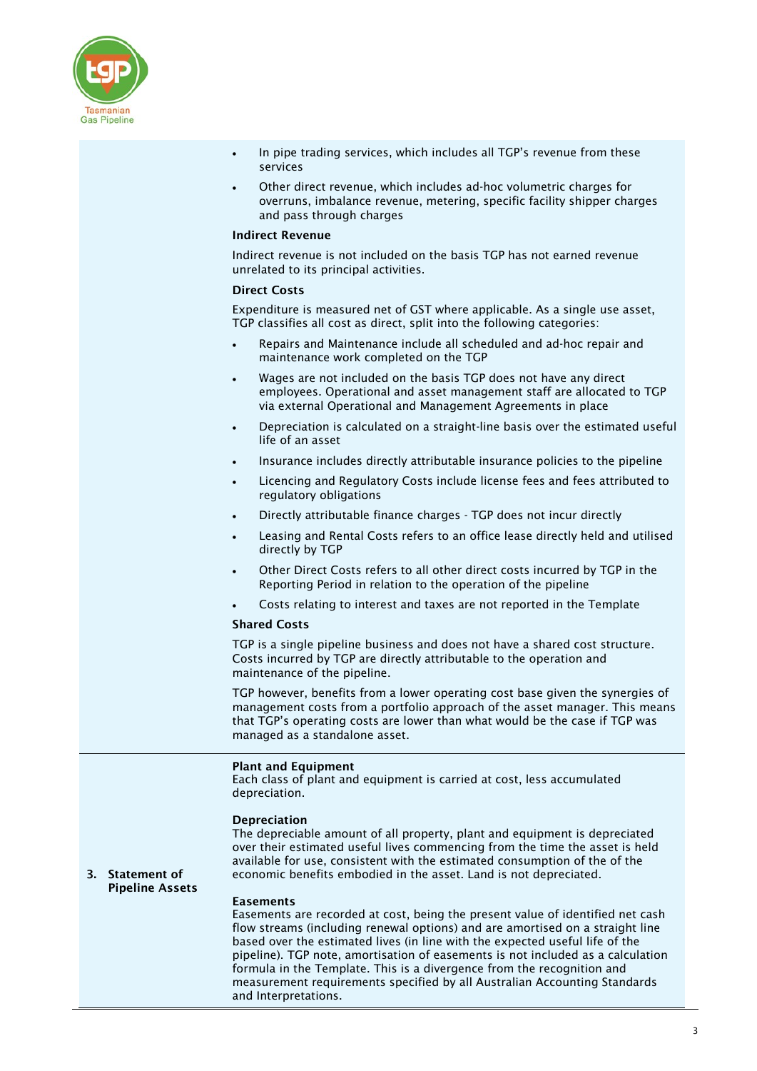- In pipe trading services, which includes all TGP's revenue from these services
- Other direct revenue, which includes ad-hoc volumetric charges for overruns, imbalance revenue, metering, specific facility shipper charges and pass through charges

**Indirect Revenue**

Indirect revenue is not included on the basis TGP has not earned revenue unrelated to its principal activities.

**Direct Costs**

Expenditure is measured net of GST where applicable. As a single use asset, TGP classifies all cost as direct, split into the following categories:

- Repairs and Maintenance include all scheduled and ad-hoc repair and maintenance work completed on the TGP
- Wages are not included on the basis TGP does not have any direct employees. Operational and asset management staff are allocated to TGP via external Operational and Management Agreements in place
- Depreciation is calculated on a straight-line basis over the estimated useful life of an asset
- Insurance includes directly attributable insurance policies to the pipeline
- Licencing and Regulatory Costs include license fees and fees attributed to regulatory obligations
- Directly attributable finance charges - TGP does not incur directly
- Leasing and Rental Costs refers to an office lease directly held and utilised directly by TGP
- Other Direct Costs refers to all other direct costs incurred by TGP in the Reporting Period in relation to the operation of the pipeline
- Costs relating to interest and taxes are not reported in the Template

**Shared Costs**

TGP is a single pipeline business and does not have a shared cost structure. Costs incurred by TGP are directly attributable to the operation and maintenance of the pipeline.

TGP however, benefits from a lower operating cost base given the synergies of management costs from a portfolio approach of the asset manager. This means that TGP's operating costs are lower than what would be the case if TGP was managed as a standalone asset.

## 3. Statement of Pipeline Assets

**Plant and Equipment**
Each class of plant and equipment is carried at cost, less accumulated depreciation.

**Depreciation**
The depreciable amount of all property, plant and equipment is depreciated over their estimated useful lives commencing from the time the asset is held available for use, consistent with the estimated consumption of the of the economic benefits embodied in the asset. Land is not depreciated.

**Easements**
Easements are recorded at cost, being the present value of identified net cash flow streams (including renewal options) and are amortised on a straight line based over the estimated lives (in line with the expected useful life of the pipeline). TGP note, amortisation of easements is not included as a calculation formula in the Template. This is a divergence from the recognition and measurement requirements specified by all Australian Accounting Standards and Interpretations.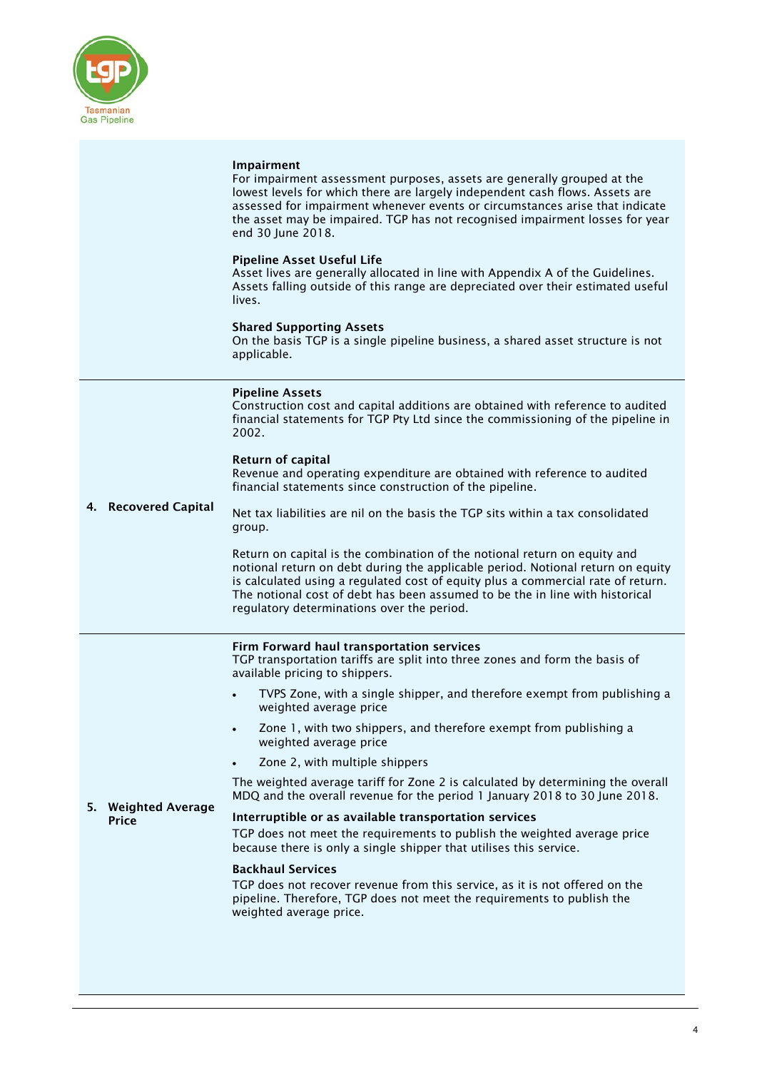| | |
|---|---|
| | **Impairment**<br>For impairment assessment purposes, assets are generally grouped at the lowest levels for which there are largely independent cash flows. Assets are assessed for impairment whenever events or circumstances arise that indicate the asset may be impaired. TGP has not recognised impairment losses for year end 30 June 2018.<br><br>**Pipeline Asset Useful Life**<br>Asset lives are generally allocated in line with Appendix A of the Guidelines. Assets falling outside of this range are depreciated over their estimated useful lives.<br><br>**Shared Supporting Assets**<br>On the basis TGP is a single pipeline business, a shared asset structure is not applicable. |
| **4. Recovered Capital** | **Pipeline Assets**<br>Construction cost and capital additions are obtained with reference to audited financial statements for TGP Pty Ltd since the commissioning of the pipeline in 2002.<br><br>**Return of capital**<br>Revenue and operating expenditure are obtained with reference to audited financial statements since construction of the pipeline.<br><br>Net tax liabilities are nil on the basis the TGP sits within a tax consolidated group.<br><br>Return on capital is the combination of the notional return on equity and notional return on debt during the applicable period. Notional return on equity is calculated using a regulated cost of equity plus a commercial rate of return. The notional cost of debt has been assumed to be the in line with historical regulatory determinations over the period. |
| **5. Weighted Average Price** | **Firm Forward haul transportation services**<br>TGP transportation tariffs are split into three zones and form the basis of available pricing to shippers.<br>• TVPS Zone, with a single shipper, and therefore exempt from publishing a weighted average price<br>• Zone 1, with two shippers, and therefore exempt from publishing a weighted average price<br>• Zone 2, with multiple shippers<br><br>The weighted average tariff for Zone 2 is calculated by determining the overall MDQ and the overall revenue for the period 1 January 2018 to 30 June 2018.<br><br>**Interruptible or as available transportation services**<br>TGP does not meet the requirements to publish the weighted average price because there is only a single shipper that utilises this service.<br><br>**Backhaul Services**<br>TGP does not recover revenue from this service, as it is not offered on the pipeline. Therefore, TGP does not meet the requirements to publish the weighted average price. |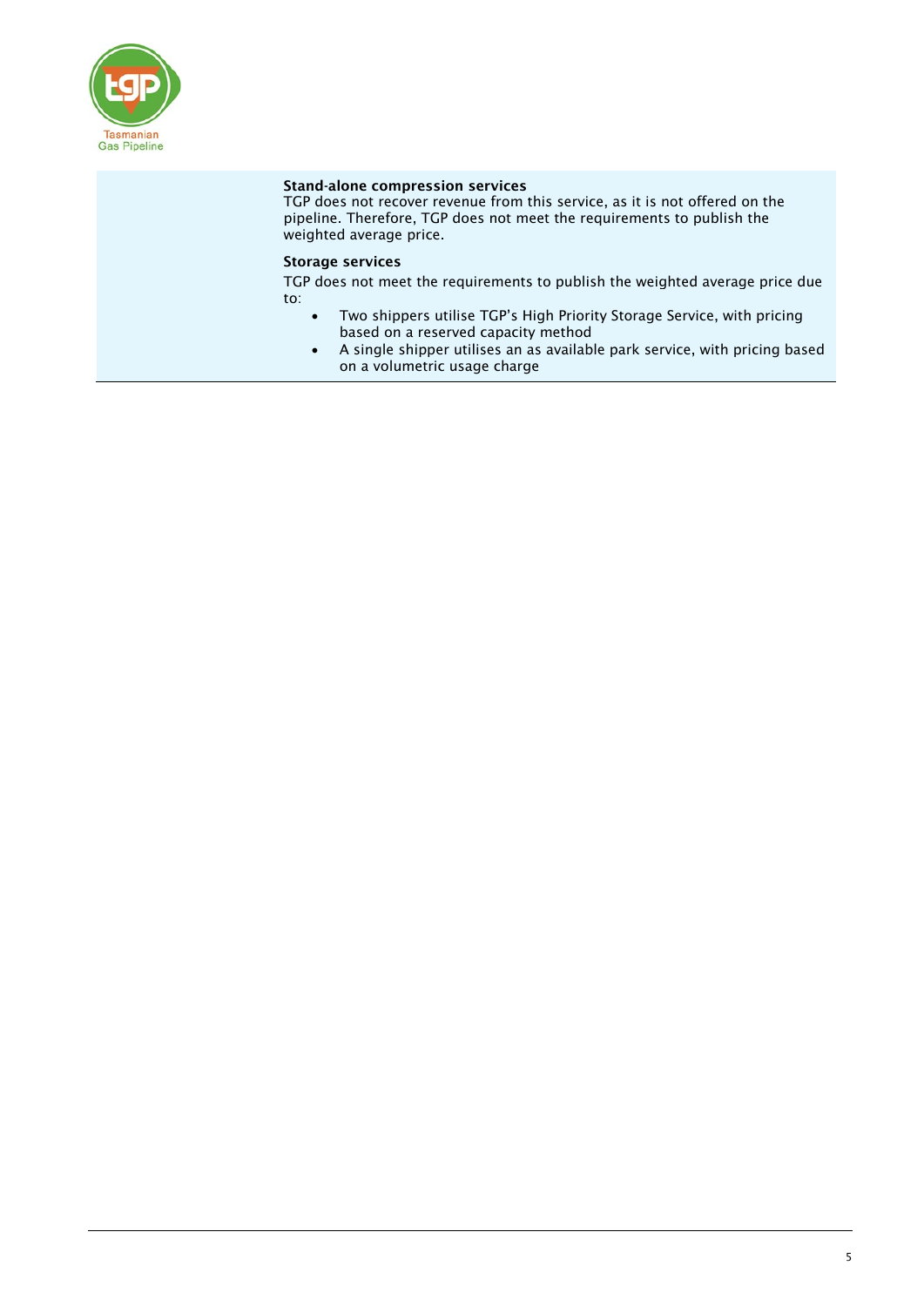**Stand-alone compression services**

TGP does not recover revenue from this service, as it is not offered on the pipeline. Therefore, TGP does not meet the requirements to publish the weighted average price.

**Storage services**

TGP does not meet the requirements to publish the weighted average price due to:

- Two shippers utilise TGP's High Priority Storage Service, with pricing based on a reserved capacity method
- A single shipper utilises an as available park service, with pricing based on a volumetric usage charge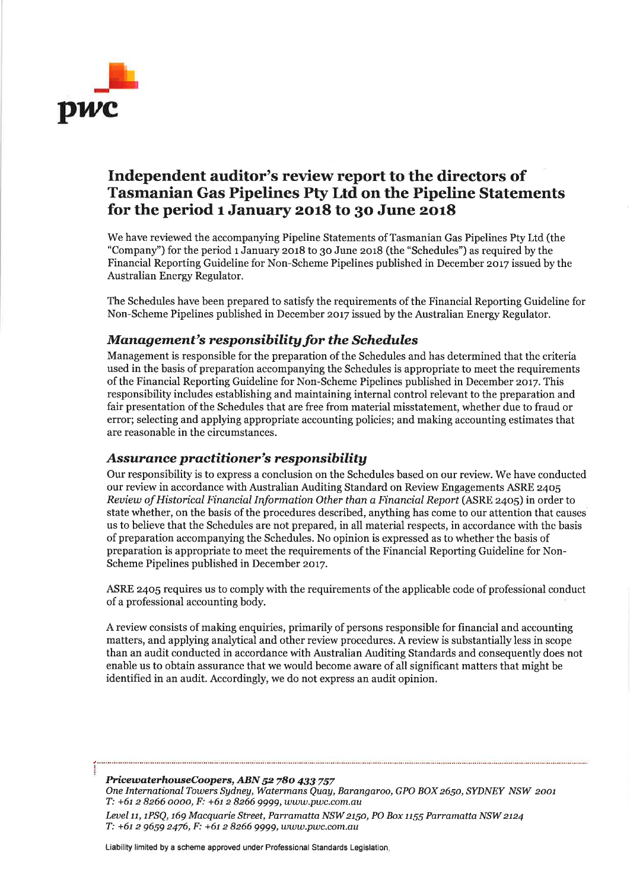# Independent auditor's review report to the directors of Tasmanian Gas Pipelines Pty Ltd on the Pipeline Statements for the period 1 January 2018 to 30 June 2018

We have reviewed the accompanying Pipeline Statements of Tasmanian Gas Pipelines Pty Ltd (the "Company") for the period 1 January 2018 to 30 June 2018 (the "Schedules") as required by the Financial Reporting Guideline for Non-Scheme Pipelines published in December 2017 issued by the Australian Energy Regulator.

The Schedules have been prepared to satisfy the requirements of the Financial Reporting Guideline for Non-Scheme Pipelines published in December 2017 issued by the Australian Energy Regulator.

## *Management's responsibility for the Schedules*

Management is responsible for the preparation of the Schedules and has determined that the criteria used in the basis of preparation accompanying the Schedules is appropriate to meet the requirements of the Financial Reporting Guideline for Non-Scheme Pipelines published in December 2017. This responsibility includes establishing and maintaining internal control relevant to the preparation and fair presentation of the Schedules that are free from material misstatement, whether due to fraud or error; selecting and applying appropriate accounting policies; and making accounting estimates that are reasonable in the circumstances.

## *Assurance practitioner's responsibility*

Our responsibility is to express a conclusion on the Schedules based on our review. We have conducted our review in accordance with Australian Auditing Standard on Review Engagements ASRE 2405 *Review of Historical Financial Information Other than a Financial Report* (ASRE 2405) in order to state whether, on the basis of the procedures described, anything has come to our attention that causes us to believe that the Schedules are not prepared, in all material respects, in accordance with the basis of preparation accompanying the Schedules. No opinion is expressed as to whether the basis of preparation is appropriate to meet the requirements of the Financial Reporting Guideline for Non-Scheme Pipelines published in December 2017.

ASRE 2405 requires us to comply with the requirements of the applicable code of professional conduct of a professional accounting body.

A review consists of making enquiries, primarily of persons responsible for financial and accounting matters, and applying analytical and other review procedures. A review is substantially less in scope than an audit conducted in accordance with Australian Auditing Standards and consequently does not enable us to obtain assurance that we would become aware of all significant matters that might be identified in an audit. Accordingly, we do not express an audit opinion.

***PricewaterhouseCoopers, ABN 52 780 433 757***
*One International Towers Sydney, Watermans Quay, Barangaroo, GPO BOX 2650, SYDNEY NSW 2001*
*T: +61 2 8266 0000, F: +61 2 8266 9999, www.pwc.com.au*
*Level 11, 1PSQ, 169 Macquarie Street, Parramatta NSW 2150, PO Box 1155 Parramatta NSW 2124*
*T: +61 2 9659 2476, F: +61 2 8266 9999, www.pwc.com.au*

Liability limited by a scheme approved under Professional Standards Legislation.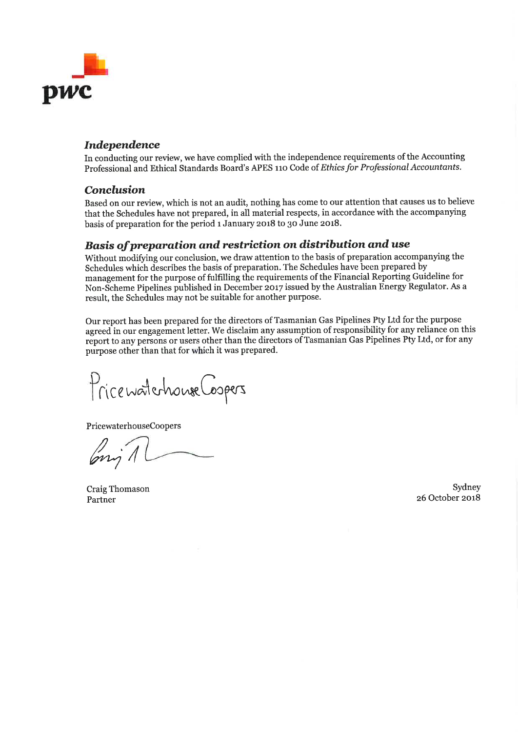### *Independence*

In conducting our review, we have complied with the independence requirements of the Accounting Professional and Ethical Standards Board's APES 110 Code of *Ethics for Professional Accountants*.

### *Conclusion*

Based on our review, which is not an audit, nothing has come to our attention that causes us to believe that the Schedules have not prepared, in all material respects, in accordance with the accompanying basis of preparation for the period 1 January 2018 to 30 June 2018.

### *Basis of preparation and restriction on distribution and use*

Without modifying our conclusion, we draw attention to the basis of preparation accompanying the Schedules which describes the basis of preparation. The Schedules have been prepared by management for the purpose of fulfilling the requirements of the Financial Reporting Guideline for Non-Scheme Pipelines published in December 2017 issued by the Australian Energy Regulator. As a result, the Schedules may not be suitable for another purpose.

Our report has been prepared for the directors of Tasmanian Gas Pipelines Pty Ltd for the purpose agreed in our engagement letter. We disclaim any assumption of responsibility for any reliance on this report to any persons or users other than the directors of Tasmanian Gas Pipelines Pty Ltd, or for any purpose other than that for which it was prepared.

PricewaterhouseCoopers

PricewaterhouseCoopers

Craig Thomason
Partner

Sydney
26 October 2018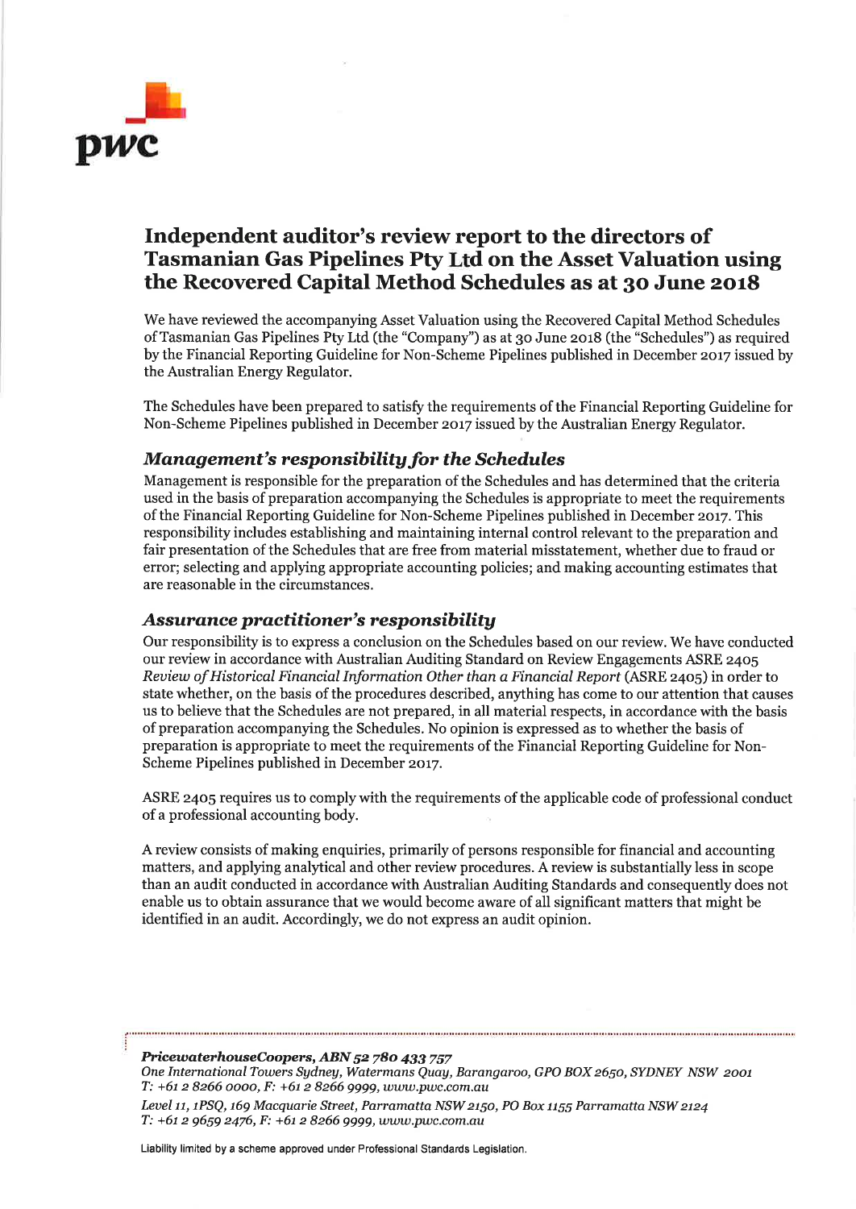pwc

# Independent auditor's review report to the directors of Tasmanian Gas Pipelines Pty Ltd on the Asset Valuation using the Recovered Capital Method Schedules as at 30 June 2018

We have reviewed the accompanying Asset Valuation using the Recovered Capital Method Schedules of Tasmanian Gas Pipelines Pty Ltd (the "Company") as at 30 June 2018 (the "Schedules") as required by the Financial Reporting Guideline for Non-Scheme Pipelines published in December 2017 issued by the Australian Energy Regulator.

The Schedules have been prepared to satisfy the requirements of the Financial Reporting Guideline for Non-Scheme Pipelines published in December 2017 issued by the Australian Energy Regulator.

## *Management's responsibility for the Schedules*

Management is responsible for the preparation of the Schedules and has determined that the criteria used in the basis of preparation accompanying the Schedules is appropriate to meet the requirements of the Financial Reporting Guideline for Non-Scheme Pipelines published in December 2017. This responsibility includes establishing and maintaining internal control relevant to the preparation and fair presentation of the Schedules that are free from material misstatement, whether due to fraud or error; selecting and applying appropriate accounting policies; and making accounting estimates that are reasonable in the circumstances.

## *Assurance practitioner's responsibility*

Our responsibility is to express a conclusion on the Schedules based on our review. We have conducted our review in accordance with Australian Auditing Standard on Review Engagements ASRE 2405 *Review of Historical Financial Information Other than a Financial Report* (ASRE 2405) in order to state whether, on the basis of the procedures described, anything has come to our attention that causes us to believe that the Schedules are not prepared, in all material respects, in accordance with the basis of preparation accompanying the Schedules. No opinion is expressed as to whether the basis of preparation is appropriate to meet the requirements of the Financial Reporting Guideline for Non-Scheme Pipelines published in December 2017.

ASRE 2405 requires us to comply with the requirements of the applicable code of professional conduct of a professional accounting body.

A review consists of making enquiries, primarily of persons responsible for financial and accounting matters, and applying analytical and other review procedures. A review is substantially less in scope than an audit conducted in accordance with Australian Auditing Standards and consequently does not enable us to obtain assurance that we would become aware of all significant matters that might be identified in an audit. Accordingly, we do not express an audit opinion.

***PricewaterhouseCoopers, ABN 52 780 433 757***
*One International Towers Sydney, Watermans Quay, Barangaroo, GPO BOX 2650, SYDNEY NSW 2001*
*T: +61 2 8266 0000, F: +61 2 8266 9999, www.pwc.com.au*

*Level 11, 1PSQ, 169 Macquarie Street, Parramatta NSW 2150, PO Box 1155 Parramatta NSW 2124*
*T: +61 2 9659 2476, F: +61 2 8266 9999, www.pwc.com.au*

Liability limited by a scheme approved under Professional Standards Legislation.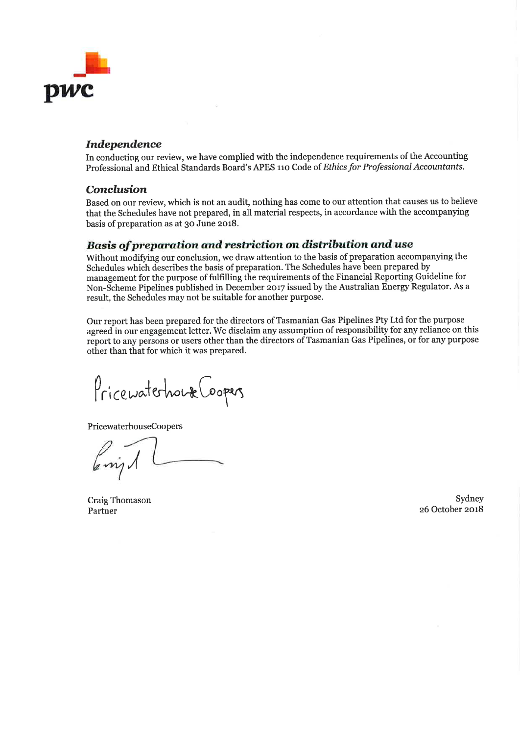## *Independence*

In conducting our review, we have complied with the independence requirements of the Accounting Professional and Ethical Standards Board's APES 110 Code of *Ethics for Professional Accountants.*

## *Conclusion*

Based on our review, which is not an audit, nothing has come to our attention that causes us to believe that the Schedules have not prepared, in all material respects, in accordance with the accompanying basis of preparation as at 30 June 2018.

## *Basis of preparation and restriction on distribution and use*

Without modifying our conclusion, we draw attention to the basis of preparation accompanying the Schedules which describes the basis of preparation. The Schedules have been prepared by management for the purpose of fulfilling the requirements of the Financial Reporting Guideline for Non-Scheme Pipelines published in December 2017 issued by the Australian Energy Regulator. As a result, the Schedules may not be suitable for another purpose.

Our report has been prepared for the directors of Tasmanian Gas Pipelines Pty Ltd for the purpose agreed in our engagement letter. We disclaim any assumption of responsibility for any reliance on this report to any persons or users other than the directors of Tasmanian Gas Pipelines, or for any purpose other than that for which it was prepared.

PricewaterhouseCoopers

PricewaterhouseCoopers

Craig Thomason
Partner

Sydney
26 October 2018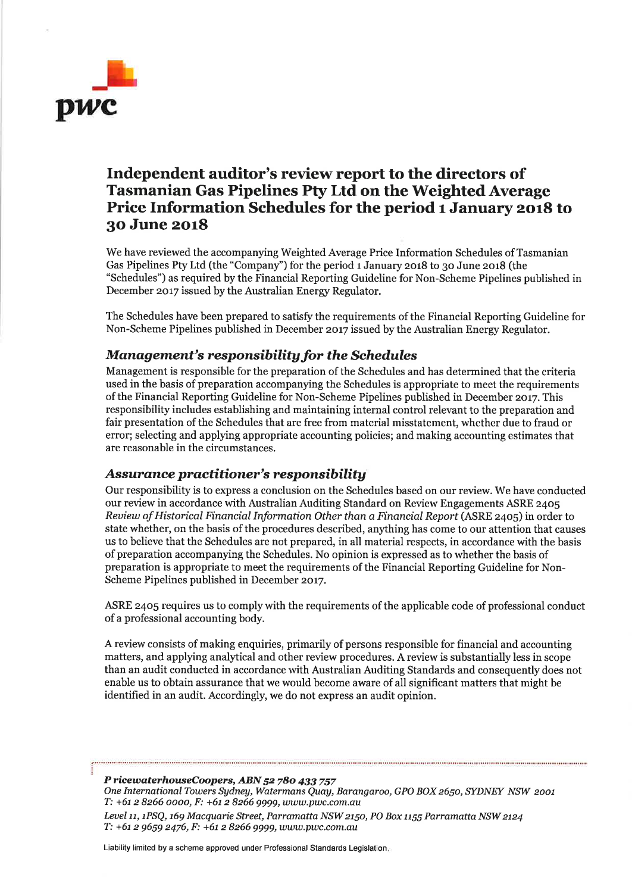# Independent auditor's review report to the directors of Tasmanian Gas Pipelines Pty Ltd on the Weighted Average Price Information Schedules for the period 1 January 2018 to 30 June 2018

We have reviewed the accompanying Weighted Average Price Information Schedules of Tasmanian Gas Pipelines Pty Ltd (the "Company") for the period 1 January 2018 to 30 June 2018 (the "Schedules") as required by the Financial Reporting Guideline for Non-Scheme Pipelines published in December 2017 issued by the Australian Energy Regulator.

The Schedules have been prepared to satisfy the requirements of the Financial Reporting Guideline for Non-Scheme Pipelines published in December 2017 issued by the Australian Energy Regulator.

## *Management's responsibility for the Schedules*

Management is responsible for the preparation of the Schedules and has determined that the criteria used in the basis of preparation accompanying the Schedules is appropriate to meet the requirements of the Financial Reporting Guideline for Non-Scheme Pipelines published in December 2017. This responsibility includes establishing and maintaining internal control relevant to the preparation and fair presentation of the Schedules that are free from material misstatement, whether due to fraud or error; selecting and applying appropriate accounting policies; and making accounting estimates that are reasonable in the circumstances.

## *Assurance practitioner's responsibility*

Our responsibility is to express a conclusion on the Schedules based on our review. We have conducted our review in accordance with Australian Auditing Standard on Review Engagements ASRE 2405 *Review of Historical Financial Information Other than a Financial Report* (ASRE 2405) in order to state whether, on the basis of the procedures described, anything has come to our attention that causes us to believe that the Schedules are not prepared, in all material respects, in accordance with the basis of preparation accompanying the Schedules. No opinion is expressed as to whether the basis of preparation is appropriate to meet the requirements of the Financial Reporting Guideline for Non-Scheme Pipelines published in December 2017.

ASRE 2405 requires us to comply with the requirements of the applicable code of professional conduct of a professional accounting body.

A review consists of making enquiries, primarily of persons responsible for financial and accounting matters, and applying analytical and other review procedures. A review is substantially less in scope than an audit conducted in accordance with Australian Auditing Standards and consequently does not enable us to obtain assurance that we would become aware of all significant matters that might be identified in an audit. Accordingly, we do not express an audit opinion.

***PricewaterhouseCoopers, ABN 52 780 433 757***
*One International Towers Sydney, Watermans Quay, Barangaroo, GPO BOX 2650, SYDNEY NSW 2001*
*T: +61 2 8266 0000, F: +61 2 8266 9999, www.pwc.com.au*

*Level 11, 1PSQ, 169 Macquarie Street, Parramatta NSW 2150, PO Box 1155 Parramatta NSW 2124*
*T: +61 2 9659 2476, F: +61 2 8266 9999, www.pwc.com.au*

Liability limited by a scheme approved under Professional Standards Legislation.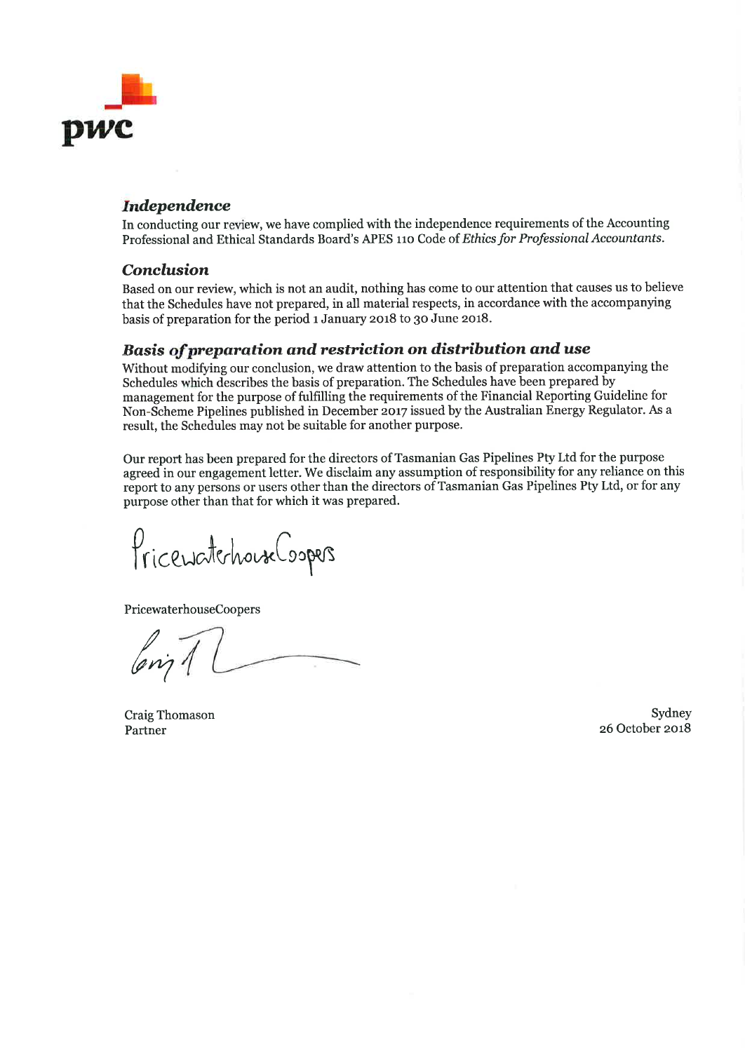### *Independence*

In conducting our review, we have complied with the independence requirements of the Accounting Professional and Ethical Standards Board's APES 110 Code of *Ethics for Professional Accountants*.

### *Conclusion*

Based on our review, which is not an audit, nothing has come to our attention that causes us to believe that the Schedules have not prepared, in all material respects, in accordance with the accompanying basis of preparation for the period 1 January 2018 to 30 June 2018.

### *Basis of preparation and restriction on distribution and use*

Without modifying our conclusion, we draw attention to the basis of preparation accompanying the Schedules which describes the basis of preparation. The Schedules have been prepared by management for the purpose of fulfilling the requirements of the Financial Reporting Guideline for Non-Scheme Pipelines published in December 2017 issued by the Australian Energy Regulator. As a result, the Schedules may not be suitable for another purpose.

Our report has been prepared for the directors of Tasmanian Gas Pipelines Pty Ltd for the purpose agreed in our engagement letter. We disclaim any assumption of responsibility for any reliance on this report to any persons or users other than the directors of Tasmanian Gas Pipelines Pty Ltd, or for any purpose other than that for which it was prepared.

PricewaterhouseCoopers

PricewaterhouseCoopers

Craig Thomason
Partner

Sydney
26 October 2018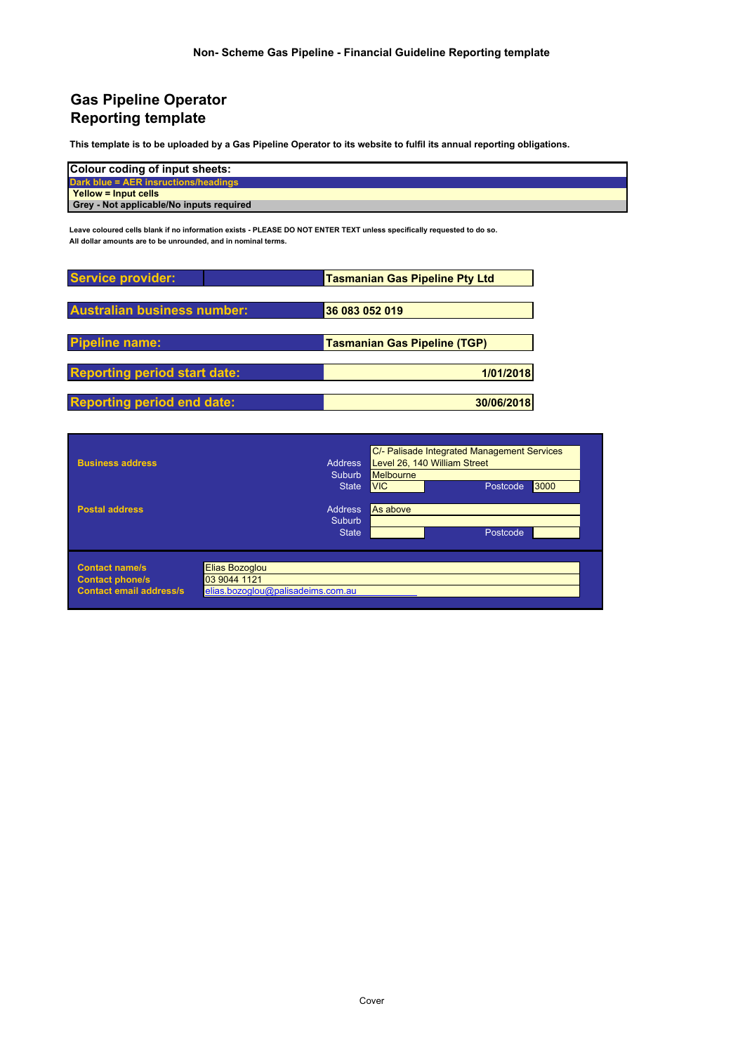**Non- Scheme Gas Pipeline - Financial Guideline Reporting template**

# Gas Pipeline Operator Reporting template

**This template is to be uploaded by a Gas Pipeline Operator to its website to fulfil its annual reporting obligations.**

| Colour coding of input sheets: |
|---|
| Dark blue = AER insructions/headings |
| Yellow = Input cells |
| Grey - Not applicable/No inputs required |

**Leave coloured cells blank if no information exists - PLEASE DO NOT ENTER TEXT unless specifically requested to do so.**
**All dollar amounts are to be unrounded, and in nominal terms.**

| | |
|---|---|
| **Service provider:** | **Tasmanian Gas Pipeline Pty Ltd** |
| **Australian business number:** | **36 083 052 019** |
| **Pipeline name:** | **Tasmanian Gas Pipeline (TGP)** |
| **Reporting period start date:** | **1/01/2018** |
| **Reporting period end date:** | **30/06/2018** |

| | | | | |
|---|---|---|---|---|
| **Business address** | Address | C/- Palisade Integrated Management Services<br>Level 26, 140 William Street | | |
| | Suburb | Melbourne | | |
| | State | VIC | Postcode | 3000 |
| **Postal address** | Address | As above | | |
| | Suburb | | | |
| | State | | Postcode | |

| | |
|---|---|
| **Contact name/s** | Elias Bozoglou |
| **Contact phone/s** | 03 9044 1121 |
| **Contact email address/s** | elias.bozoglou@palisadeims.com.au |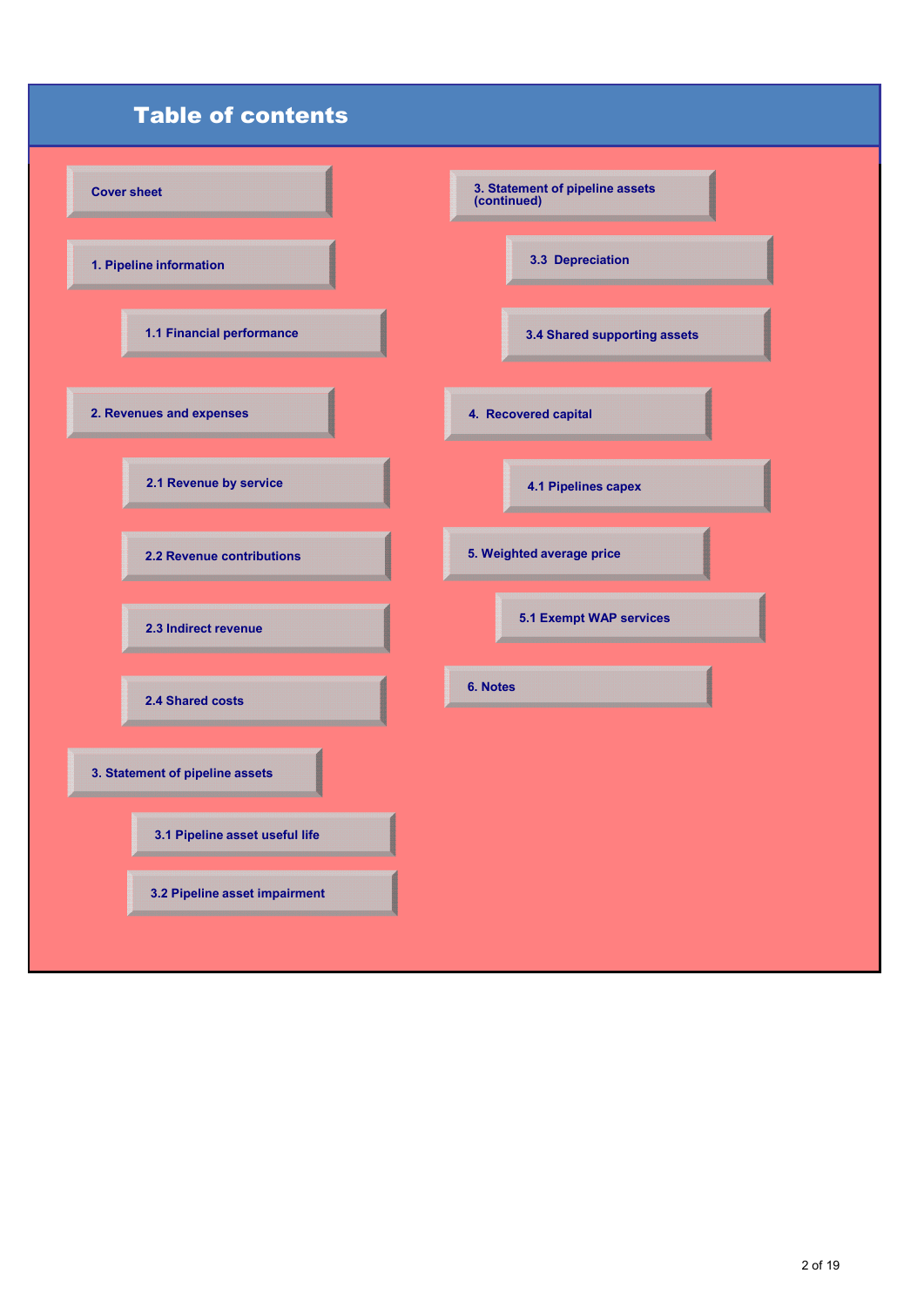# Table of contents

- Cover sheet
- 1. Pipeline information
  - 1.1 Financial performance
- 2. Revenues and expenses
  - 2.1 Revenue by service
  - 2.2 Revenue contributions
  - 2.3 Indirect revenue
  - 2.4 Shared costs
- 3. Statement of pipeline assets
  - 3.1 Pipeline asset useful life
  - 3.2 Pipeline asset impairment
- 3. Statement of pipeline assets (continued)
  - 3.3 Depreciation
  - 3.4 Shared supporting assets
- 4. Recovered capital
  - 4.1 Pipelines capex
- 5. Weighted average price
  - 5.1 Exempt WAP services
- 6. Notes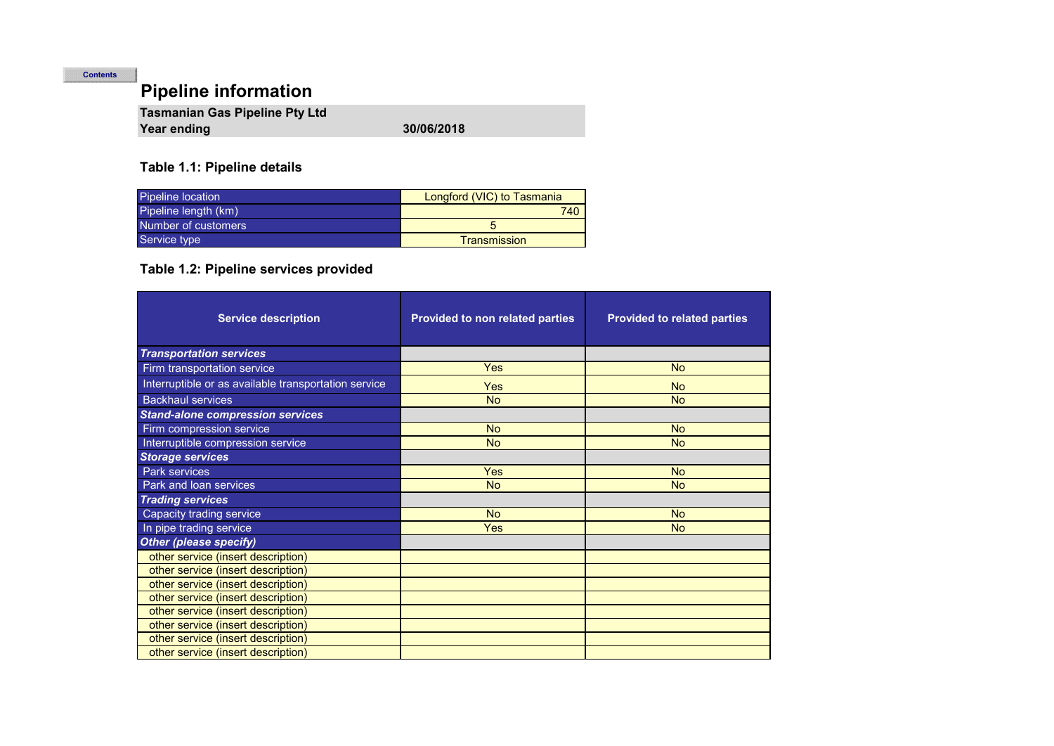Contents

# Pipeline information

**Tasmanian Gas Pipeline Pty Ltd**
**Year ending** **30/06/2018**

### Table 1.1: Pipeline details

| | |
|---|---|
| Pipeline location | Longford (VIC) to Tasmania |
| Pipeline length (km) | 740 |
| Number of customers | 5 |
| Service type | Transmission |

### Table 1.2: Pipeline services provided

| Service description | Provided to non related parties | Provided to related parties |
|---|---|---|
| ***Transportation services*** | | |
| Firm transportation service | Yes | No |
| Interruptible or as available transportation service | Yes | No |
| Backhaul services | No | No |
| ***Stand-alone compression services*** | | |
| Firm compression service | No | No |
| Interruptible compression service | No | No |
| ***Storage services*** | | |
| Park services | Yes | No |
| Park and loan services | No | No |
| ***Trading services*** | | |
| Capacity trading service | No | No |
| In pipe trading service | Yes | No |
| ***Other (please specify)*** | | |
| other service (insert description) | | |
| other service (insert description) | | |
| other service (insert description) | | |
| other service (insert description) | | |
| other service (insert description) | | |
| other service (insert description) | | |
| other service (insert description) | | |
| other service (insert description) | | |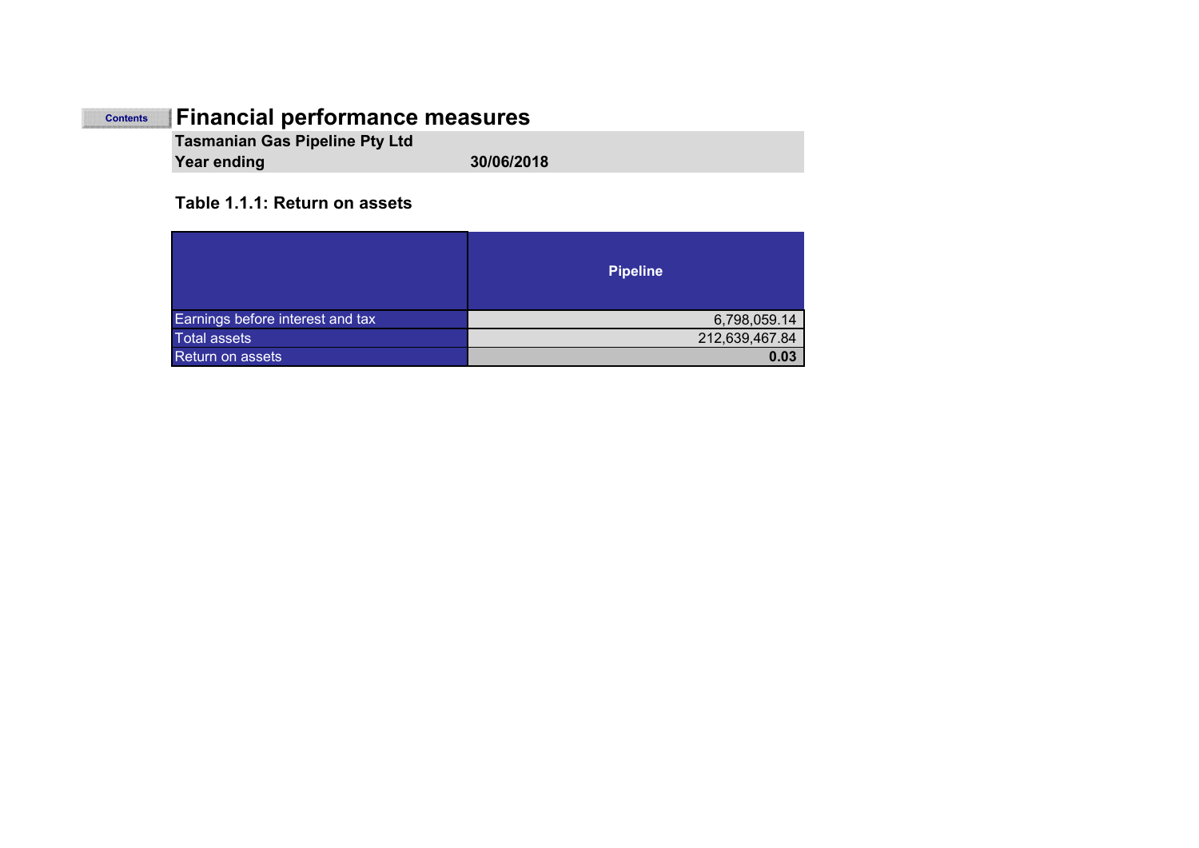Contents

# Financial performance measures

**Tasmanian Gas Pipeline Pty Ltd**

**Year ending** **30/06/2018**

### Table 1.1.1: Return on assets

| | Pipeline |
|---|---|
| Earnings before interest and tax | 6,798,059.14 |
| Total assets | 212,639,467.84 |
| Return on assets | **0.03** |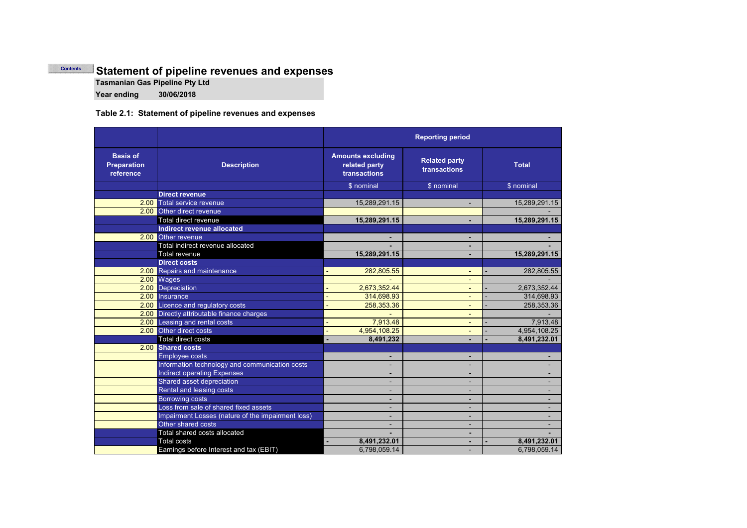Contents

# Statement of pipeline revenues and expenses

**Tasmanian Gas Pipeline Pty Ltd**

**Year ending** **30/06/2018**

**Table 2.1: Statement of pipeline revenues and expenses**

| Basis of Preparation reference | Description | Reporting period | | |
|---|---|---|---|---|
| | | Amounts excluding related party transactions | Related party transactions | Total |
| | | $ nominal | $ nominal | $ nominal |
| | **Direct revenue** | | | |
| 2.00 | Total service revenue | 15,289,291.15 | - | 15,289,291.15 |
| 2.00 | Other direct revenue | | | - |
| | Total direct revenue | **15,289,291.15** | **-** | **15,289,291.15** |
| | **Indirect revenue allocated** | | | |
| 2.00 | Other revenue | - | - | - |
| | Total indirect revenue allocated | **-** | **-** | **-** |
| | Total revenue | **15,289,291.15** | **-** | **15,289,291.15** |
| | **Direct costs** | | | |
| 2.00 | Repairs and maintenance | - 282,805.55 | - | - 282,805.55 |
| 2.00 | Wages | - | - | - |
| 2.00 | Depreciation | - 2,673,352.44 | - | - 2,673,352.44 |
| 2.00 | Insurance | - 314,698.93 | - | - 314,698.93 |
| 2.00 | Licence and regulatory costs | - 258,353.36 | - | - 258,353.36 |
| 2.00 | Directly attributable finance charges | - | - | - |
| 2.00 | Leasing and rental costs | - 7,913.48 | - | - 7,913.48 |
| 2.00 | Other direct costs | - 4,954,108.25 | - | - 4,954,108.25 |
| | Total direct costs | **- 8,491,232** | **-** | **- 8,491,232.01** |
| 2.00 | **Shared costs** | | | |
| | Employee costs | - | - | - |
| | Information technology and communication costs | - | - | - |
| | Indirect operating Expenses | - | - | - |
| | Shared asset depreciation | - | - | - |
| | Rental and leasing costs | - | - | - |
| | Borrowing costs | - | - | - |
| | Loss from sale of shared fixed assets | - | - | - |
| | Impairment Losses (nature of the impairment loss) | - | - | - |
| | Other shared costs | - | - | - |
| | Total shared costs allocated | **-** | **-** | **-** |
| | Total costs | **- 8,491,232.01** | **-** | **- 8,491,232.01** |
| | Earnings before Interest and tax (EBIT) | 6,798,059.14 | - | 6,798,059.14 |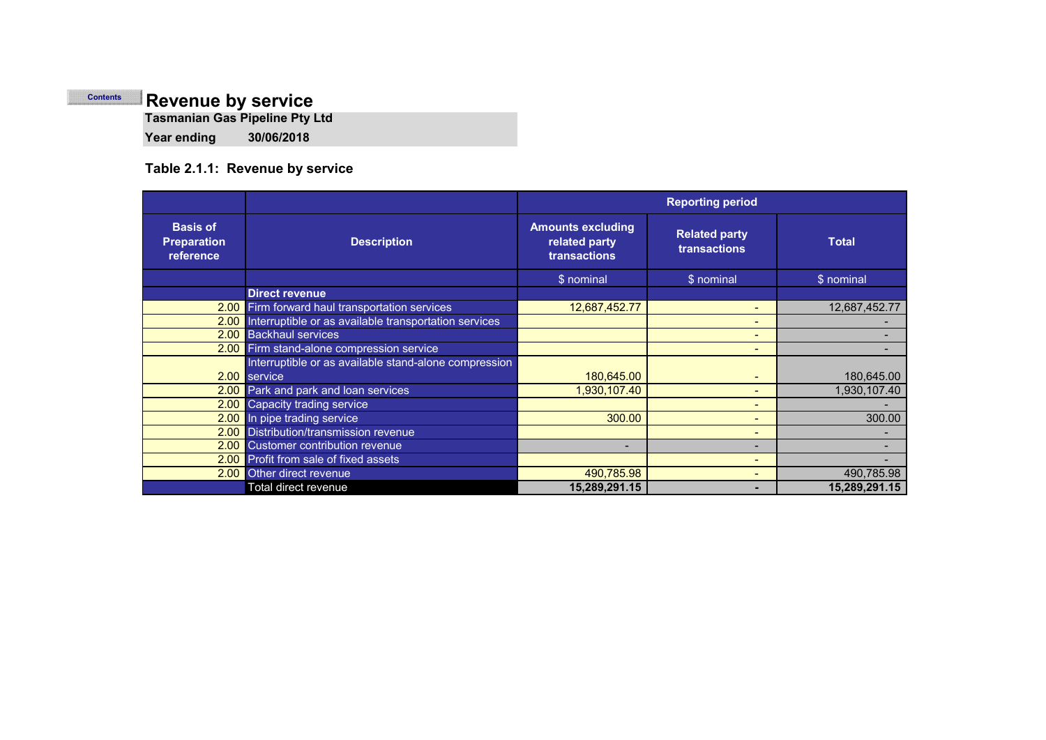Contents

# Revenue by service

**Tasmanian Gas Pipeline Pty Ltd**

**Year ending** **30/06/2018**

### Table 2.1.1: Revenue by service

| Basis of Preparation reference | Description | Reporting period | | |
|---|---|---|---|---|
| | | Amounts excluding related party transactions | Related party transactions | Total |
| | | $ nominal | $ nominal | $ nominal |
| | **Direct revenue** | | | |
| 2.00 | Firm forward haul transportation services | 12,687,452.77 | - | 12,687,452.77 |
| 2.00 | Interruptible or as available transportation services | | - | - |
| 2.00 | Backhaul services | | - | - |
| 2.00 | Firm stand-alone compression service | | - | - |
| 2.00 | Interruptible or as available stand-alone compression service | 180,645.00 | - | 180,645.00 |
| 2.00 | Park and park and loan services | 1,930,107.40 | - | 1,930,107.40 |
| 2.00 | Capacity trading service | | - | - |
| 2.00 | In pipe trading service | 300.00 | - | 300.00 |
| 2.00 | Distribution/transmission revenue | | - | - |
| 2.00 | Customer contribution revenue | - | - | - |
| 2.00 | Profit from sale of fixed assets | | - | - |
| 2.00 | Other direct revenue | 490,785.98 | - | 490,785.98 |
| | Total direct revenue | **15,289,291.15** | **-** | **15,289,291.15** |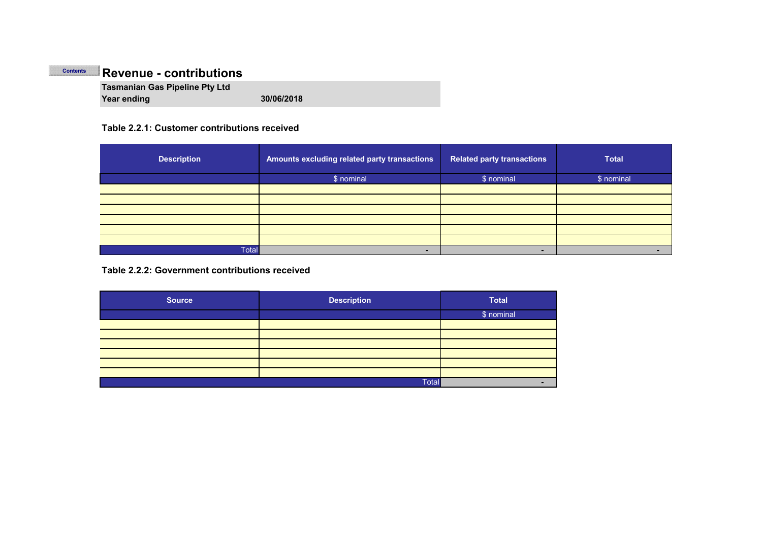Contents

# Revenue - contributions

**Tasmanian Gas Pipeline Pty Ltd**
**Year ending** **30/06/2018**

### Table 2.2.1: Customer contributions received

| Description | Amounts excluding related party transactions | Related party transactions | Total |
|---|---|---|---|
| | $ nominal | $ nominal | $ nominal |
| | | | |
| | | | |
| | | | |
| | | | |
| | | | |
| | | | |
| Total | - | - | - |

### Table 2.2.2: Government contributions received

| Source | Description | Total |
|---|---|---|
| | | $ nominal |
| | | |
| | | |
| | | |
| | | |
| | | |
| | | |
| | Total | - |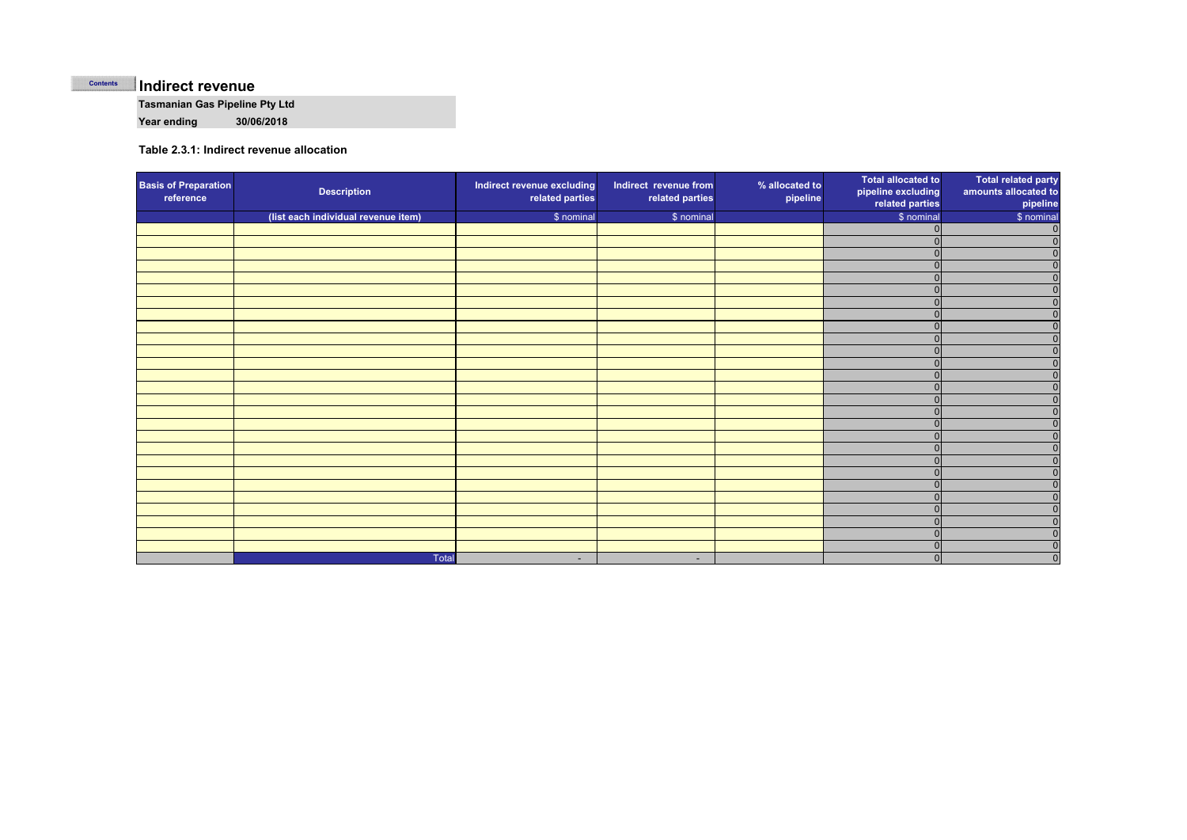Contents

# Indirect revenue

**Tasmanian Gas Pipeline Pty Ltd**

**Year ending** **30/06/2018**

### Table 2.3.1: Indirect revenue allocation

| Basis of Preparation reference | Description | Indirect revenue excluding related parties | Indirect revenue from related parties | % allocated to pipeline | Total allocated to pipeline excluding related parties | Total related party amounts allocated to pipeline |
|---|---|---|---|---|---|---|
| | (list each individual revenue item) | $ nominal | $ nominal | | $ nominal | $ nominal |
| | | | | | 0 | 0 |
| | | | | | 0 | 0 |
| | | | | | 0 | 0 |
| | | | | | 0 | 0 |
| | | | | | 0 | 0 |
| | | | | | 0 | 0 |
| | | | | | 0 | 0 |
| | | | | | 0 | 0 |
| | | | | | 0 | 0 |
| | | | | | 0 | 0 |
| | | | | | 0 | 0 |
| | | | | | 0 | 0 |
| | | | | | 0 | 0 |
| | | | | | 0 | 0 |
| | | | | | 0 | 0 |
| | | | | | 0 | 0 |
| | | | | | 0 | 0 |
| | | | | | 0 | 0 |
| | | | | | 0 | 0 |
| | | | | | 0 | 0 |
| | | | | | 0 | 0 |
| | | | | | 0 | 0 |
| | | | | | 0 | 0 |
| | | | | | 0 | 0 |
| | | | | | 0 | 0 |
| | | | | | 0 | 0 |
| | | | | | 0 | 0 |
| | Total | - | - | | 0 | 0 |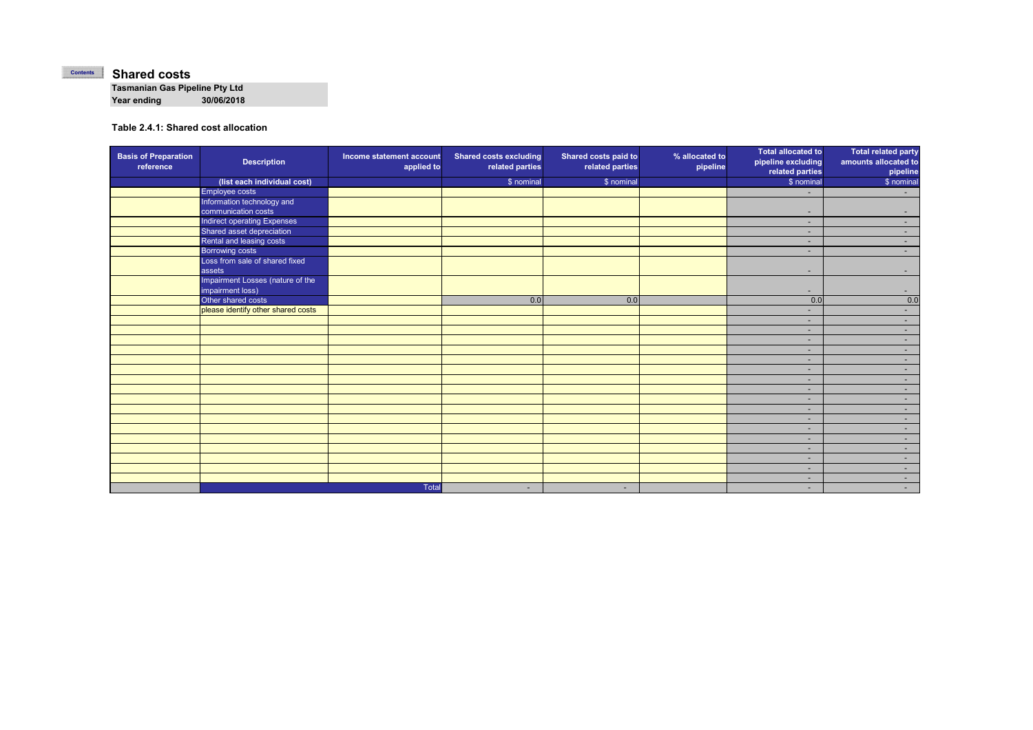Contents

# Shared costs

**Tasmanian Gas Pipeline Pty Ltd**
**Year ending** **30/06/2018**

### Table 2.4.1: Shared cost allocation

| Basis of Preparation reference | Description | Income statement account applied to | Shared costs excluding related parties | Shared costs paid to related parties | % allocated to pipeline | Total allocated to pipeline excluding related parties | Total related party amounts allocated to pipeline |
|---|---|---|---|---|---|---|---|
| | (list each individual cost) | | $ nominal | $ nominal | | $ nominal | $ nominal |
| | Employee costs | | | | | - | - |
| | Information technology and communication costs | | | | | - | - |
| | Indirect operating Expenses | | | | | - | - |
| | Shared asset depreciation | | | | | - | - |
| | Rental and leasing costs | | | | | - | - |
| | Borrowing costs | | | | | - | - |
| | Loss from sale of shared fixed assets | | | | | - | - |
| | Impairment Losses (nature of the impairment loss) | | | | | - | - |
| | Other shared costs | | 0.0 | 0.0 | | 0.0 | 0.0 |
| | please identify other shared costs | | | | | - | - |
| | | | | | | - | - |
| | | | | | | - | - |
| | | | | | | - | - |
| | | | | | | - | - |
| | | | | | | - | - |
| | | | | | | - | - |
| | | | | | | - | - |
| | | | | | | - | - |
| | | | | | | - | - |
| | | | | | | - | - |
| | | | | | | - | - |
| | | | | | | - | - |
| | | | | | | - | - |
| | | | | | | - | - |
| | | | | | | - | - |
| | | | | | | - | - |
| | | | | | | - | - |
| | | | | | | - | - |
| | | Total | - | - | | - | - |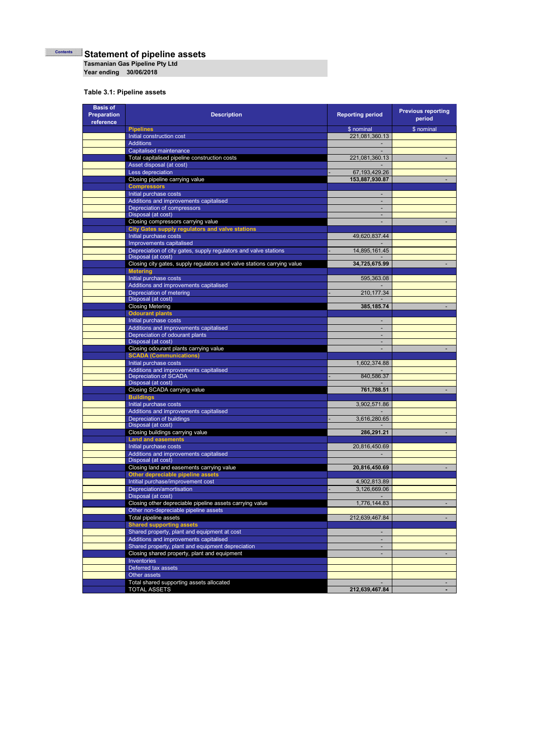Contents

# Statement of pipeline assets

**Tasmanian Gas Pipeline Pty Ltd**
**Year ending 30/06/2018**

**Table 3.1: Pipeline assets**

| Basis of Preparation reference | Description | Reporting period | Previous reporting period |
|---|---|---|---|
| | **Pipelines** | $ nominal | $ nominal |
| | Initial construction cost | 221,081,360.13 | |
| | Additions | - | |
| | Capitalised maintenance | - | |
| | Total capitalised pipeline construction costs | 221,081,360.13 | - |
| | Asset disposal (at cost) | - | |
| | Less depreciation | - 67,193,429.26 | |
| | Closing pipeline carrying value | **153,887,930.87** | - |
| | **Compressors** | | |
| | Initial purchase costs | - | |
| | Additions and improvements capitalised | - | |
| | Depreciation of compressors | - | |
| | Disposal (at cost) | - | |
| | Closing compressors carrying value | - | - |
| | **City Gates supply regulators and valve stations** | | |
| | Initial purchase costs | 49,620,837.44 | |
| | Improvements capitalised | - | |
| | Depreciation of city gates, supply regulators and valve stations | - 14,895,161.45 | |
| | Disposal (at cost) | - | |
| | Closing city gates, supply regulators and valve stations carrying value | **34,725,675.99** | - |
| | **Metering** | | |
| | Initial purchase costs | 595,363.08 | |
| | Additions and improvements capitalised | - | |
| | Depreciation of metering | - 210,177.34 | |
| | Disposal (at cost) | - | |
| | Closing Metering | **385,185.74** | - |
| | **Odourant plants** | | |
| | Initial purchase costs | - | |
| | Additions and improvements capitalised | - | |
| | Depreciation of odourant plants | - | |
| | Disposal (at cost) | - | |
| | Closing odourant plants carrying value | - | - |
| | **SCADA (Communications)** | | |
| | Initial purchase costs | 1,602,374.88 | |
| | Additions and improvements capitalised | - | |
| | Depreciation of SCADA | - 840,586.37 | |
| | Disposal (at cost) | - | |
| | Closing SCADA carrying value | **761,788.51** | - |
| | **Buildings** | | |
| | Initial purchase costs | 3,902,571.86 | |
| | Additions and improvements capitalised | - | |
| | Depreciation of buildings | - 3,616,280.65 | |
| | Disposal (at cost) | - | |
| | Closing buildings carrying value | **286,291.21** | - |
| | **Land and easements** | | |
| | Initial purchase costs | 20,816,450.69 | |
| | Additions and improvements capitalised | - | |
| | Disposal (at cost) | | |
| | Closing land and easements carrying value | **20,816,450.69** | - |
| | **Other depreciable pipeline assets** | | |
| | Intitial purchase/improvement cost | 4,902,813.89 | |
| | Depreciation/amortisation | - 3,126,669.06 | |
| | Disposal (at cost) | - | |
| | Closing other depreciable pipeline assets carrying value | 1,776,144.83 | - |
| | Other non-depreciable pipeline assets | | |
| | Total pipeline assets | 212,639,467.84 | - |
| | **Shared supporting assets** | | |
| | Shared property, plant and equipment at cost | - | |
| | Additions and improvements capitalised | - | |
| | Shared property, plant and equipment depreciation | - | |
| | Closing shared property, plant and equipment | - | - |
| | Inventories | | |
| | Deferred tax assets | | |
| | Other assets | | |
| | Total shared supporting assets allocated | - | - |
| | TOTAL ASSETS | **212,639,467.84** | - |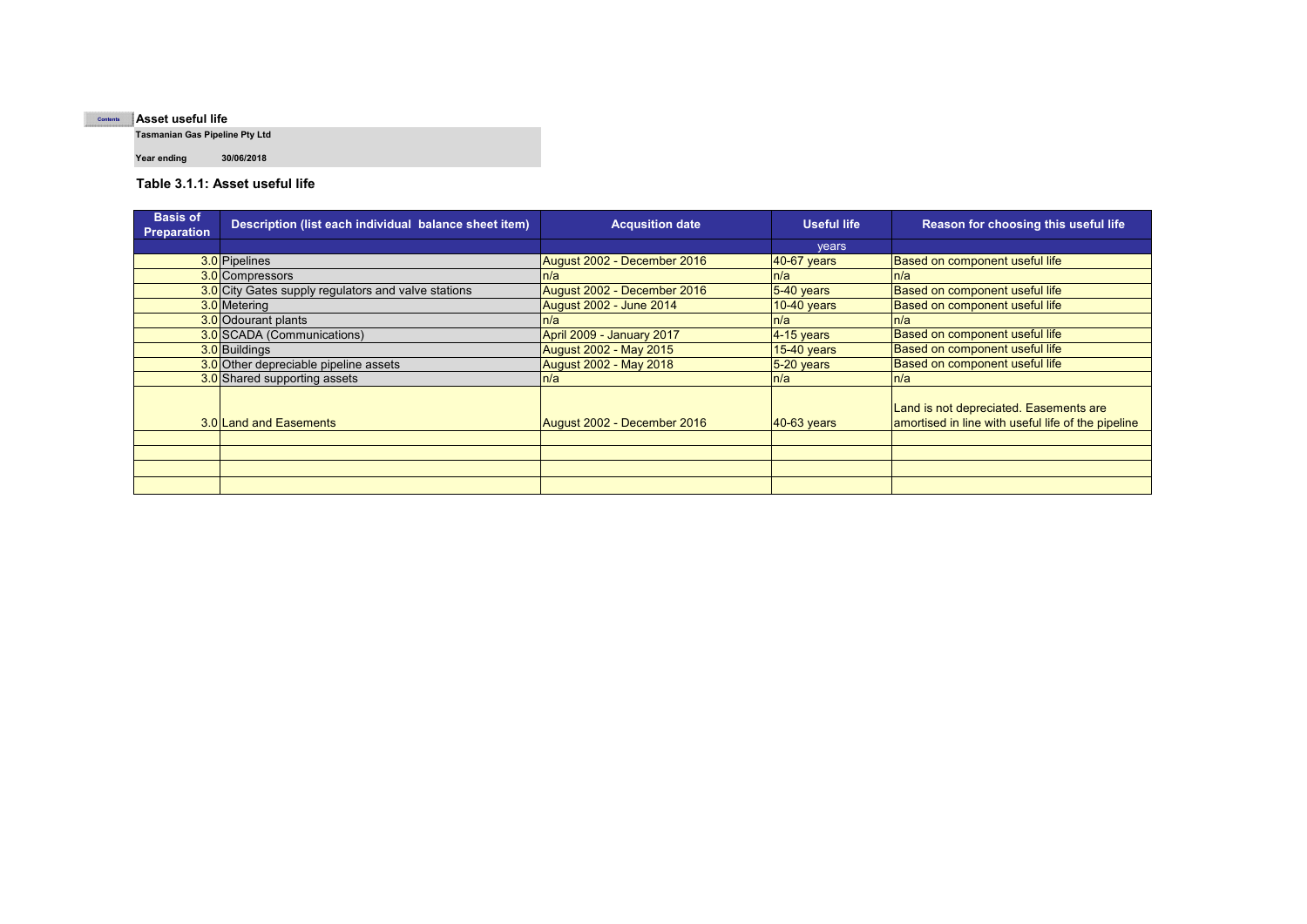Contents **Asset useful life**

**Tasmanian Gas Pipeline Pty Ltd**

**Year ending** 30/06/2018

### Table 3.1.1: Asset useful life

| Basis of Preparation | Description (list each individual balance sheet item) | Acqusition date | Useful life | Reason for choosing this useful life |
|---|---|---|---|---|
| | | | years | |
| 3.0 | Pipelines | August 2002 - December 2016 | 40-67 years | Based on component useful life |
| 3.0 | Compressors | n/a | n/a | n/a |
| 3.0 | City Gates supply regulators and valve stations | August 2002 - December 2016 | 5-40 years | Based on component useful life |
| 3.0 | Metering | August 2002 - June 2014 | 10-40 years | Based on component useful life |
| 3.0 | Odourant plants | n/a | n/a | n/a |
| 3.0 | SCADA (Communications) | April 2009 - January 2017 | 4-15 years | Based on component useful life |
| 3.0 | Buildings | August 2002 - May 2015 | 15-40 years | Based on component useful life |
| 3.0 | Other depreciable pipeline assets | August 2002 - May 2018 | 5-20 years | Based on component useful life |
| 3.0 | Shared supporting assets | n/a | n/a | n/a |
| 3.0 | Land and Easements | August 2002 - December 2016 | 40-63 years | Land is not depreciated. Easements are amortised in line with useful life of the pipeline |
| | | | | |
| | | | | |
| | | | | |
| | | | | |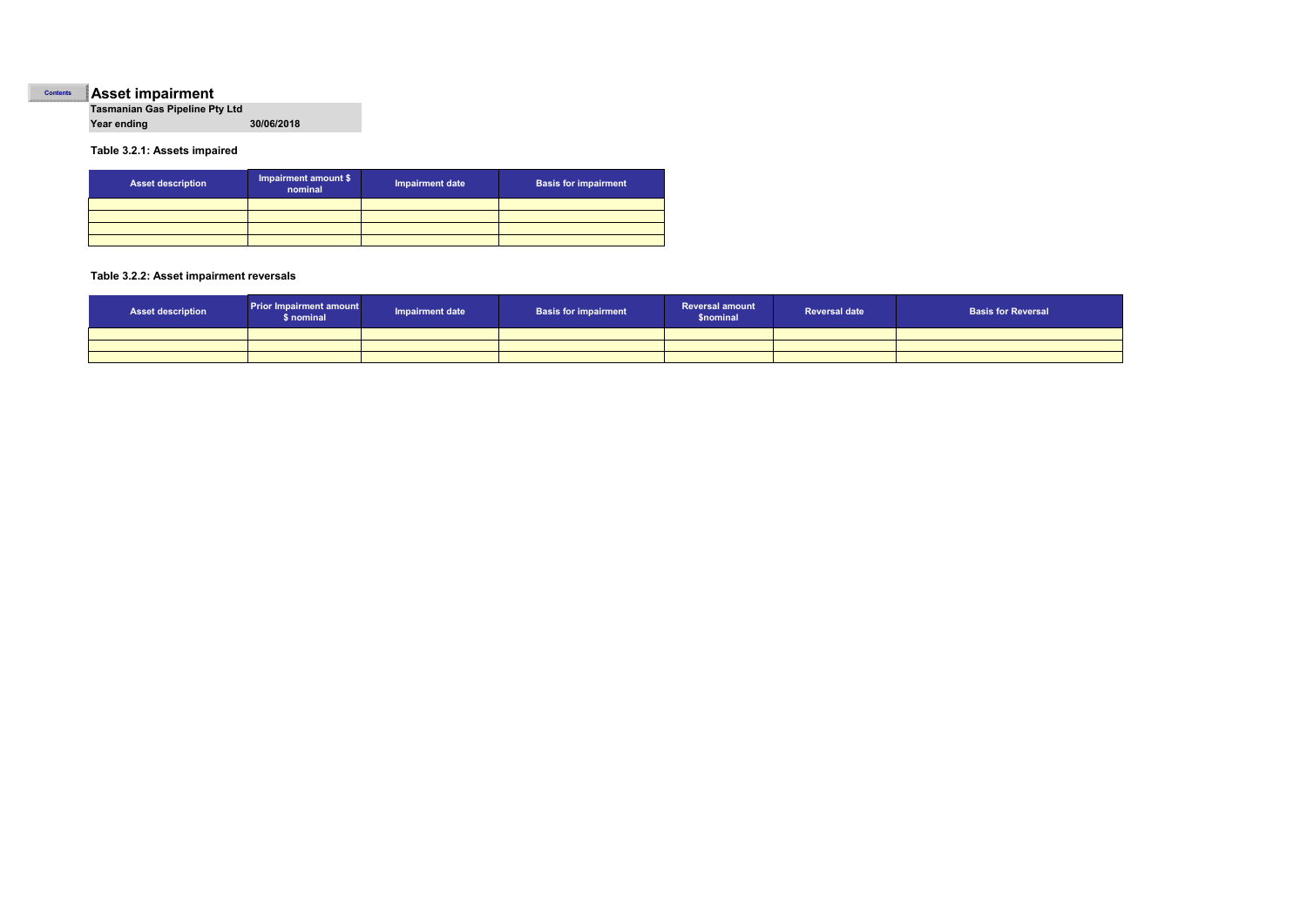Contents

# Asset impairment

**Tasmanian Gas Pipeline Pty Ltd**

**Year ending** **30/06/2018**

**Table 3.2.1: Assets impaired**

| Asset description | Impairment amount $ nominal | Impairment date | Basis for impairment |
|---|---|---|---|
| | | | |
| | | | |
| | | | |
| | | | |

**Table 3.2.2: Asset impairment reversals**

| Asset description | Prior Impairment amount $ nominal | Impairment date | Basis for impairment | Reversal amount $nominal | Reversal date | Basis for Reversal |
|---|---|---|---|---|---|---|
| | | | | | | |
| | | | | | | |
| | | | | | | |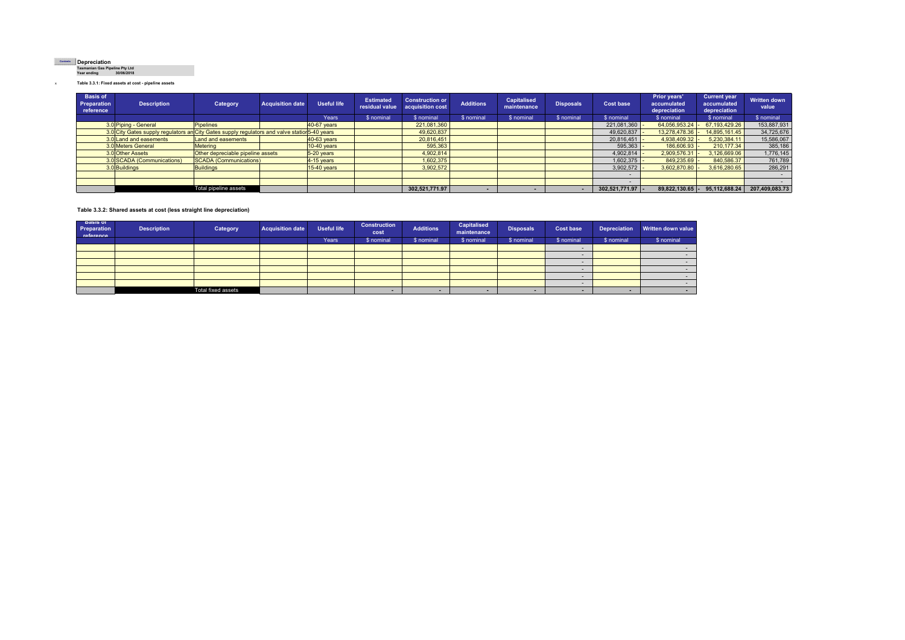Contents

# Depreciation

**Tasmanian Gas Pipeline Pty Ltd**
**Year ending 30/06/2018**

x

**Table 3.3.1: Fixed assets at cost - pipeline assets**

| Basis of Preparation reference | Description | Category | Acquisition date | Useful life | Estimated residual value | Construction or acquisition cost | Additions | Capitalised maintenance | Disposals | Cost base | Prior years' accumulated depreciation | Current year accumulated depreciation | Written down value |
|---|---|---|---|---|---|---|---|---|---|---|---|---|---|
| | | | | Years | $ nominal | $ nominal | $ nominal | $ nominal | $ nominal | $ nominal | $ nominal | $ nominal | $ nominal |
| 3.0 | Piping - General | Pipelines | | 40-67 years | | 221,081,360 | | | | 221,081,360 | - 64,056,953.24 | - 67,193,429.26 | 153,887,931 |
| 3.0 | City Gates supply regulators an | City Gates supply regulators and valve statior | | 5-40 years | | 49,620,837 | | | | 49,620,837 | - 13,278,478.36 | - 14,895,161.45 | 34,725,676 |
| 3.0 | Land and easements | Land and easements | | 40-63 years | | 20,816,451 | | | | 20,816,451 | - 4,938,409.32 | - 5,230,384.11 | 15,586,067 |
| 3.0 | Meters General | Metering | | 10-40 years | | 595,363 | | | | 595,363 | - 186,606.93 | - 210,177.34 | 385,186 |
| 3.0 | Other Assets | Other depreciable pipeline assets | | 5-20 years | | 4,902,814 | | | | 4,902,814 | - 2,909,576.31 | - 3,126,669.06 | 1,776,145 |
| 3.0 | SCADA (Communications) | SCADA (Communications) | | 4-15 years | | 1,602,375 | | | | 1,602,375 | - 849,235.69 | - 840,586.37 | 761,789 |
| 3.0 | Buildings | Buildings | | 15-40 years | | 3,902,572 | | | | 3,902,572 | - 3,602,870.80 | - 3,616,280.65 | 286,291 |
| | | | | | | | | | | - | | | - |
| | | | | | | | | | | - | | | - |
| | | Total pipeline assets | | | | 302,521,771.97 | - | - | - | 302,521,771.97 | - 89,822,130.65 | - 95,112,688.24 | 207,409,083.73 |

**Table 3.3.2: Shared assets at cost (less straight line depreciation)**

| Basis of Preparation reference | Description | Category | Acquisition date | Useful life | Construction cost | Additions | Capitalised maintenance | Disposals | Cost base | Depreciation | Written down value |
|---|---|---|---|---|---|---|---|---|---|---|---|
| | | | | Years | $ nominal | $ nominal | $ nominal | $ nominal | $ nominal | $ nominal | $ nominal |
| | | | | | | | | | - | | - |
| | | | | | | | | | - | | - |
| | | | | | | | | | - | | - |
| | | | | | | | | | - | | - |
| | | | | | | | | | - | | - |
| | | | | | | | | | - | | - |
| | | Total fixed assets | | | - | - | - | - | - | - | - |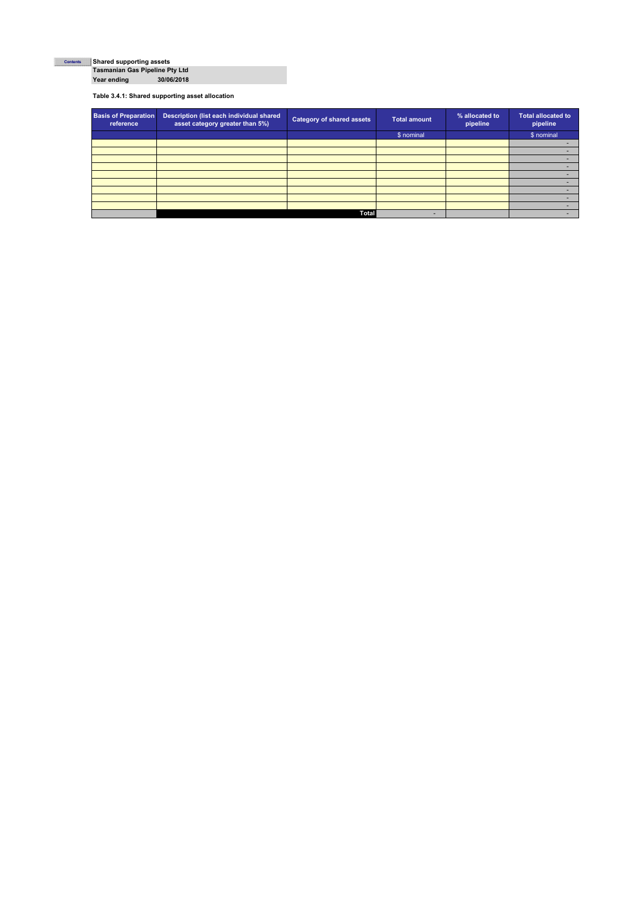Contents

**Shared supporting assets**

**Tasmanian Gas Pipeline Pty Ltd**

**Year ending 30/06/2018**

**Table 3.4.1: Shared supporting asset allocation**

| Basis of Preparation reference | Description (list each individual shared asset category greater than 5%) | Category of shared assets | Total amount | % allocated to pipeline | Total allocated to pipeline |
|---|---|---|---|---|---|
| | | | $ nominal | | $ nominal |
| | | | | | - |
| | | | | | - |
| | | | | | - |
| | | | | | - |
| | | | | | - |
| | | | | | - |
| | | | | | - |
| | | | | | - |
| | | | | | - |
| | | Total | - | | - |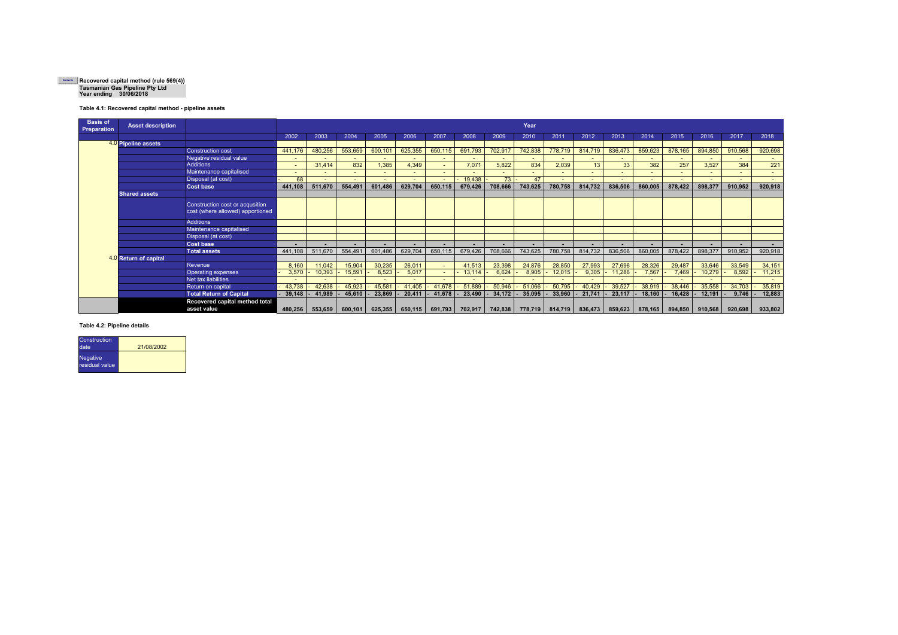Contents **Recovered capital method (rule 569(4))**
**Tasmanian Gas Pipeline Pty Ltd**
**Year ending 30/06/2018**

**Table 4.1: Recovered capital method - pipeline assets**

| Basis of Preparation | Asset description | | Year | | | | | | | | | | | | | | | | |
|---|---|---|---|---|---|---|---|---|---|---|---|---|---|---|---|---|---|---|---|
| | | | 2002 | 2003 | 2004 | 2005 | 2006 | 2007 | 2008 | 2009 | 2010 | 2011 | 2012 | 2013 | 2014 | 2015 | 2016 | 2017 | 2018 |
| 4.0 | **Pipeline assets** | | | | | | | | | | | | | | | | | | |
| | | Construction cost | 441,176 | 480,256 | 553,659 | 600,101 | 625,355 | 650,115 | 691,793 | 702,917 | 742,838 | 778,719 | 814,719 | 836,473 | 859,623 | 878,165 | 894,850 | 910,568 | 920,698 |
| | | Negative residual value | - | - | - | - | - | - | - | - | - | - | - | - | - | - | - | - | - |
| | | Additions | - | 31,414 | 832 | 1,385 | 4,349 | - | 7,071 | 5,822 | 834 | 2,039 | 13 | 33 | 382 | 257 | 3,527 | 384 | 221 |
| | | Maintenance capitalised | - | - | - | - | - | - | - | - | - | - | - | - | - | - | - | - | - |
| | | Disposal (at cost) | - 68 | - | - | - | - | - | - 19,438 | - 73 | - 47 | - | - | - | - | - | - | - | - |
| | | **Cost base** | **441,108** | **511,670** | **554,491** | **601,486** | **629,704** | **650,115** | **679,426** | **708,666** | **743,625** | **780,758** | **814,732** | **836,506** | **860,005** | **878,422** | **898,377** | **910,952** | **920,918** |
| | **Shared assets** | | | | | | | | | | | | | | | | | | |
| | | Construction cost or acqusition cost (where allowed) apportioned | | | | | | | | | | | | | | | | | |
| | | Additions | | | | | | | | | | | | | | | | | |
| | | Maintenance capitalised | | | | | | | | | | | | | | | | | |
| | | Disposal (at cost) | | | | | | | | | | | | | | | | | |
| | | **Cost base** | - | - | - | - | - | - | - | - | - | - | - | - | - | - | - | - | - |
| | | **Total assets** | 441,108 | 511,670 | 554,491 | 601,486 | 629,704 | 650,115 | 679,426 | 708,666 | 743,625 | 780,758 | 814,732 | 836,506 | 860,005 | 878,422 | 898,377 | 910,952 | 920,918 |
| 4.0 | **Return of capital** | | | | | | | | | | | | | | | | | | |
| | | Revenue | 8,160 | 11,042 | 15,904 | 30,235 | 26,011 | - | 41,513 | 23,398 | 24,876 | 28,850 | 27,993 | 27,696 | 28,326 | 29,487 | 33,646 | 33,549 | 34,151 |
| | | Operating expenses | - 3,570 | - 10,393 | - 15,591 | - 8,523 | - 5,017 | - | - 13,114 | - 6,624 | - 8,905 | - 12,015 | - 9,305 | - 11,286 | - 7,567 | - 7,469 | - 10,279 | - 8,592 | - 11,215 |
| | | Net tax liabilities | - | - | - | - | - | - | - | - | - | - | - | - | - | - | - | - | - |
| | | Return on capital | - 43,738 | - 42,638 | - 45,923 | - 45,581 | - 41,405 | - 41,678 | - 51,889 | - 50,946 | - 51,066 | - 50,795 | - 40,429 | - 39,527 | - 38,919 | - 38,446 | - 35,558 | - 34,703 | - 35,819 |
| | | **Total Return of Capital** | **- 39,148** | **- 41,989** | **- 45,610** | **- 23,869** | **- 20,411** | **- 41,678** | **- 23,490** | **- 34,172** | **- 35,095** | **- 33,960** | **- 21,741** | **- 23,117** | **- 18,160** | **- 16,428** | **- 12,191** | **- 9,746** | **- 12,883** |
| | | **Recovered capital method total asset value** | **480,256** | **553,659** | **600,101** | **625,355** | **650,115** | **691,793** | **702,917** | **742,838** | **778,719** | **814,719** | **836,473** | **859,623** | **878,165** | **894,850** | **910,568** | **920,698** | **933,802** |

**Table 4.2: Pipeline details**

| | |
|---|---|
| Construction date | 21/08/2002 |
| Negative residual value | |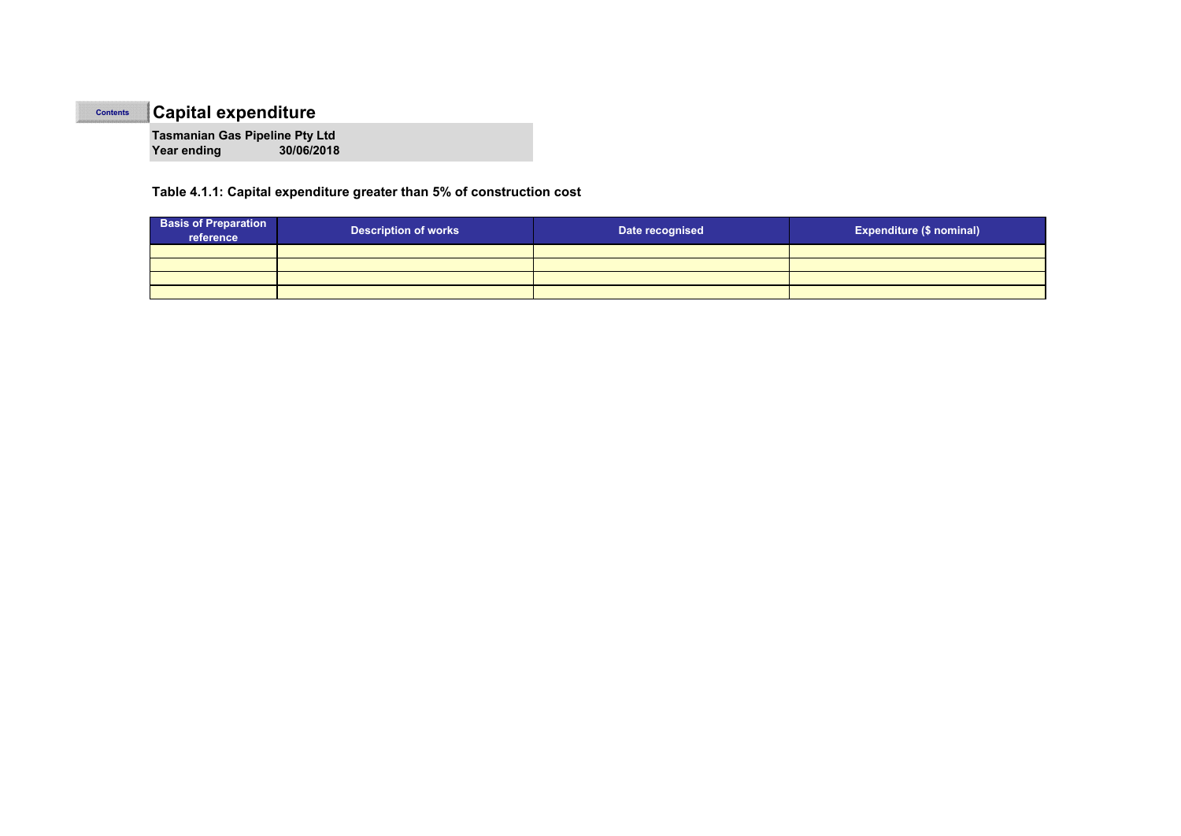Contents

# Capital expenditure

**Tasmanian Gas Pipeline Pty Ltd**
**Year ending 30/06/2018**

**Table 4.1.1: Capital expenditure greater than 5% of construction cost**

| Basis of Preparation reference | Description of works | Date recognised | Expenditure ($ nominal) |
|---|---|---|---|
| | | | |
| | | | |
| | | | |
| | | | |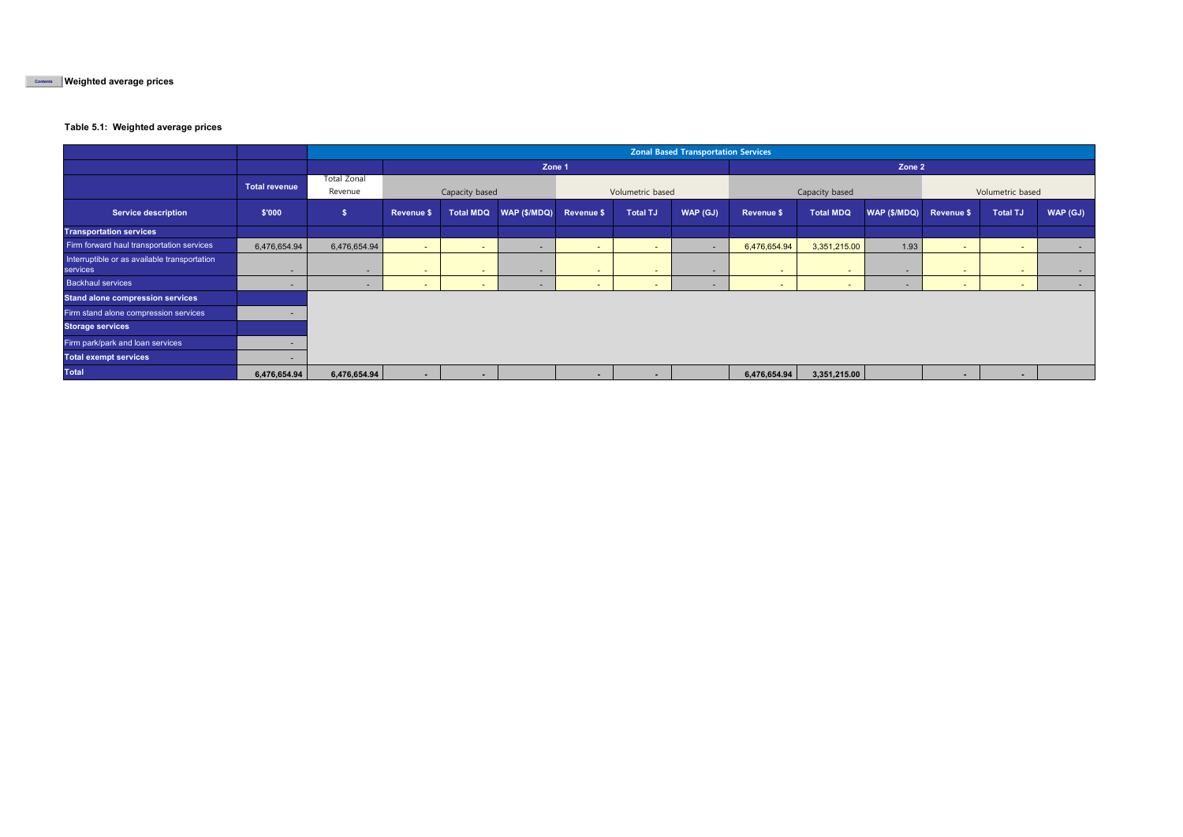Contents **Weighted average prices**

**Table 5.1: Weighted average prices**

| | | Zonal Based Transportation Services | | | | | | | | | | | | | |
|---|---|---|---|---|---|---|---|---|---|---|---|---|---|---|---|
| | | | Zone 1 | | | | | | Zone 2 | | | | | | |
| | Total revenue | Total Zonal Revenue | Capacity based | | | Volumetric based | | | Capacity based | | | Volumetric based | | | |
| **Service description** | **$'000** | **$** | **Revenue $** | **Total MDQ** | **WAP ($/MDQ)** | **Revenue $** | **Total TJ** | **WAP (GJ)** | **Revenue $** | **Total MDQ** | **WAP ($/MDQ)** | **Revenue $** | **Total TJ** | **WAP (GJ)** | |
| **Transportation services** | | | | | | | | | | | | | | | |
| Firm forward haul transportation services | 6,476,654.94 | 6,476,654.94 | - | - | - | - | - | - | 6,476,654.94 | 3,351,215.00 | 1.93 | - | - | - | |
| Interruptible or as available transportation services | - | - | - | - | - | - | - | - | - | - | - | - | - | - | |
| Backhaul services | - | - | - | - | - | - | - | - | - | - | - | - | - | - | |
| **Stand alone compression services** | | | | | | | | | | | | | | | |
| Firm stand alone compression services | - | | | | | | | | | | | | | | |
| **Storage services** | | | | | | | | | | | | | | | |
| Firm park/park and loan services | - | | | | | | | | | | | | | | |
| **Total exempt services** | - | | | | | | | | | | | | | | |
| **Total** | **6,476,654.94** | **6,476,654.94** | **-** | **-** | | **-** | **-** | | **6,476,654.94** | **3,351,215.00** | | **-** | **-** | | |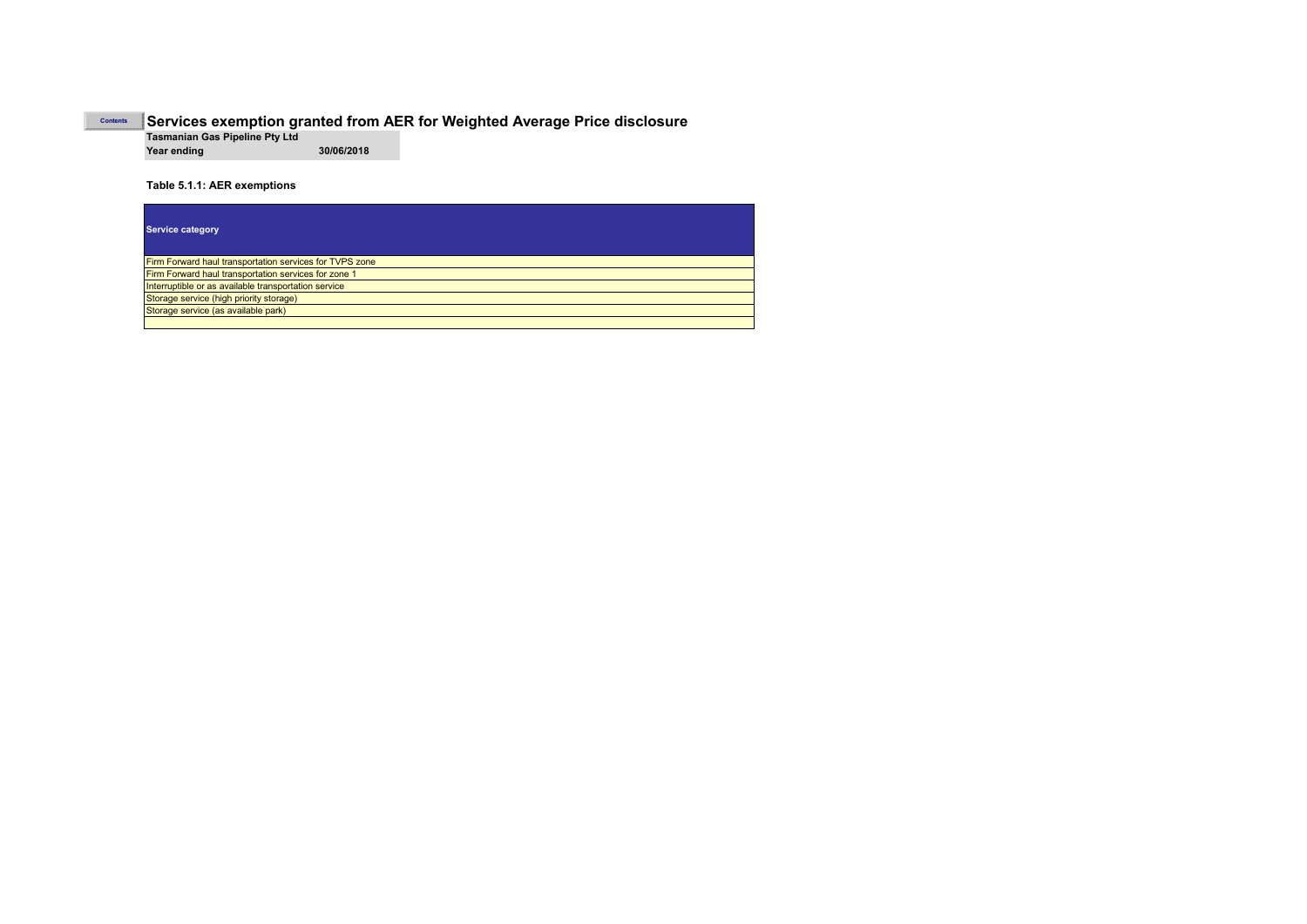Contents

# Services exemption granted from AER for Weighted Average Price disclosure

**Tasmanian Gas Pipeline Pty Ltd**

**Year ending** **30/06/2018**

**Table 5.1.1: AER exemptions**

| Service category |
| --- |
| Firm Forward haul transportation services for TVPS zone |
| Firm Forward haul transportation services for zone 1 |
| Interruptible or as available transportation service |
| Storage service (high priority storage) |
| Storage service (as available park) |
| |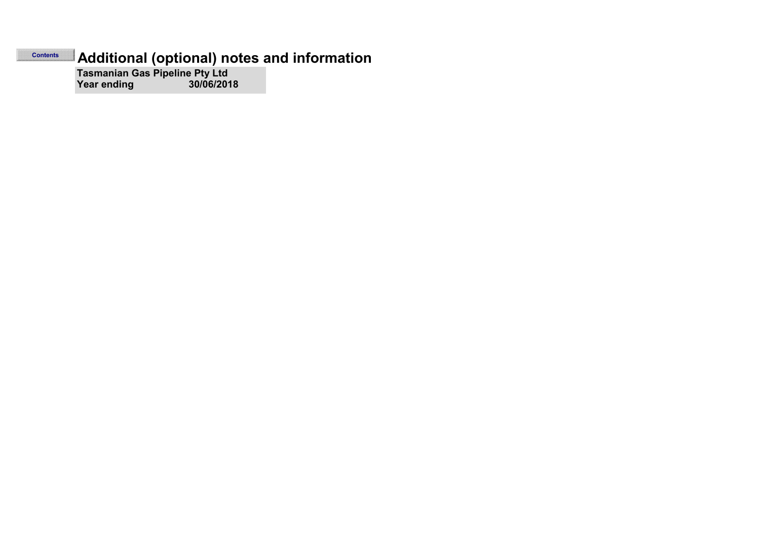Contents

# Additional (optional) notes and information

**Tasmanian Gas Pipeline Pty Ltd**
**Year ending 30/06/2018**